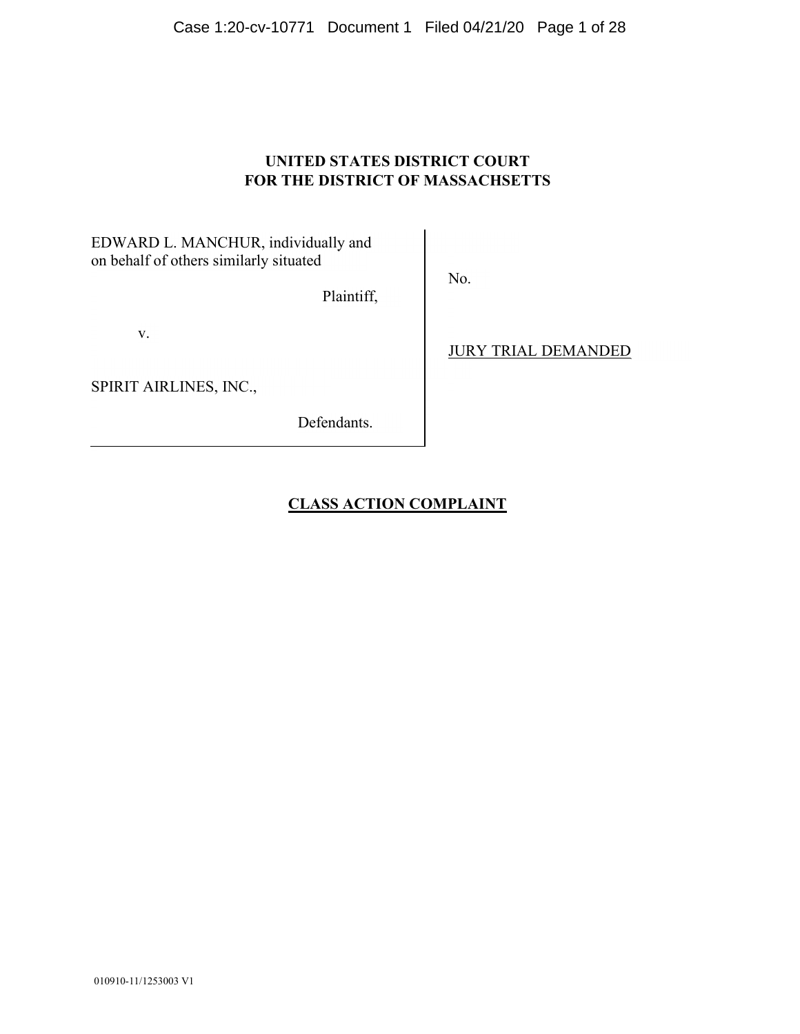**UNITED STATES DISTRICT COURT**
**FOR THE DISTRICT OF MASSACHSETTS**

| | |
|---|---|
| EDWARD L. MANCHUR, individually and on behalf of others similarly situated<br><br>Plaintiff,<br><br>v.<br><br>SPIRIT AIRLINES, INC.,<br><br>Defendants. | No.<br><br>JURY TRIAL DEMANDED |

**CLASS ACTION COMPLAINT**

010910-11/1253003 V1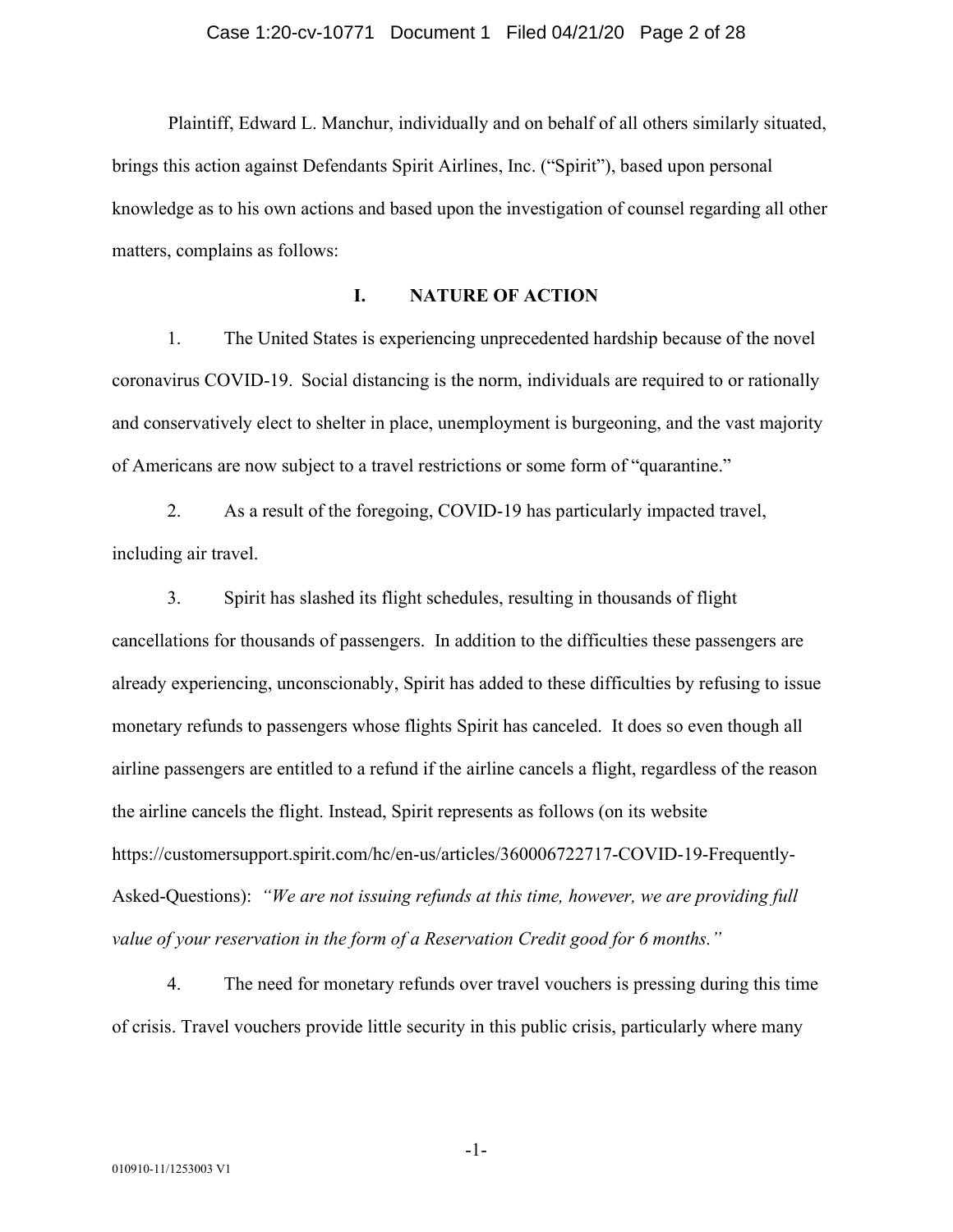Plaintiff, Edward L. Manchur, individually and on behalf of all others similarly situated, brings this action against Defendants Spirit Airlines, Inc. ("Spirit"), based upon personal knowledge as to his own actions and based upon the investigation of counsel regarding all other matters, complains as follows:

## I. NATURE OF ACTION

1. The United States is experiencing unprecedented hardship because of the novel coronavirus COVID-19. Social distancing is the norm, individuals are required to or rationally and conservatively elect to shelter in place, unemployment is burgeoning, and the vast majority of Americans are now subject to a travel restrictions or some form of "quarantine."

2. As a result of the foregoing, COVID-19 has particularly impacted travel, including air travel.

3. Spirit has slashed its flight schedules, resulting in thousands of flight cancellations for thousands of passengers. In addition to the difficulties these passengers are already experiencing, unconscionably, Spirit has added to these difficulties by refusing to issue monetary refunds to passengers whose flights Spirit has canceled. It does so even though all airline passengers are entitled to a refund if the airline cancels a flight, regardless of the reason the airline cancels the flight. Instead, Spirit represents as follows (on its website https://customersupport.spirit.com/hc/en-us/articles/360006722717-COVID-19-Frequently-Asked-Questions): *"We are not issuing refunds at this time, however, we are providing full value of your reservation in the form of a Reservation Credit good for 6 months."*

4. The need for monetary refunds over travel vouchers is pressing during this time of crisis. Travel vouchers provide little security in this public crisis, particularly where many

010910-11/1253003 V1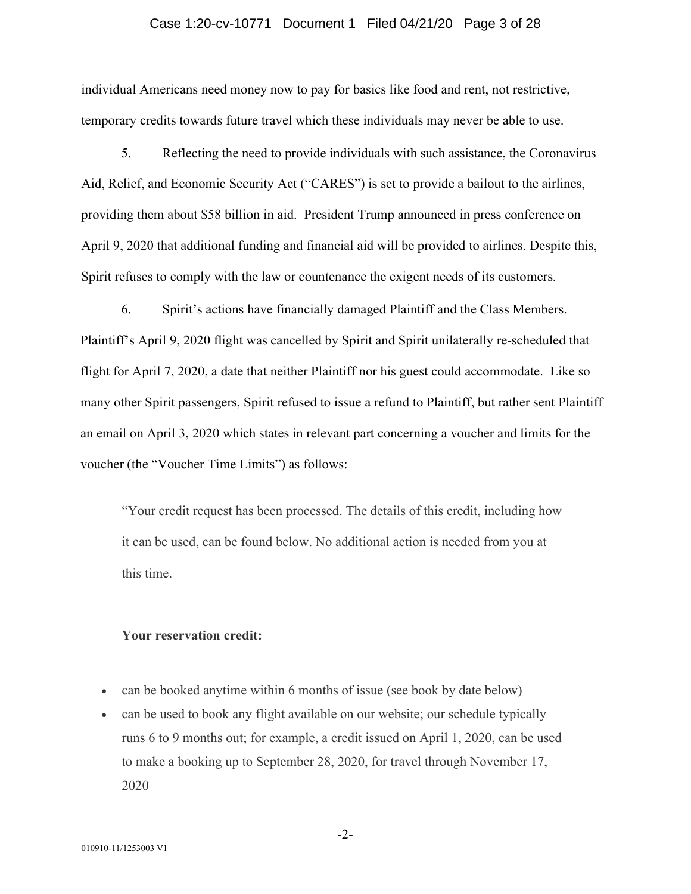individual Americans need money now to pay for basics like food and rent, not restrictive, temporary credits towards future travel which these individuals may never be able to use.

5. Reflecting the need to provide individuals with such assistance, the Coronavirus Aid, Relief, and Economic Security Act ("CARES") is set to provide a bailout to the airlines, providing them about $58 billion in aid. President Trump announced in press conference on April 9, 2020 that additional funding and financial aid will be provided to airlines. Despite this, Spirit refuses to comply with the law or countenance the exigent needs of its customers.

6. Spirit's actions have financially damaged Plaintiff and the Class Members. Plaintiff's April 9, 2020 flight was cancelled by Spirit and Spirit unilaterally re-scheduled that flight for April 7, 2020, a date that neither Plaintiff nor his guest could accommodate. Like so many other Spirit passengers, Spirit refused to issue a refund to Plaintiff, but rather sent Plaintiff an email on April 3, 2020 which states in relevant part concerning a voucher and limits for the voucher (the "Voucher Time Limits") as follows:

> "Your credit request has been processed. The details of this credit, including how it can be used, can be found below. No additional action is needed from you at this time.
>
> **Your reservation credit:**
>
> - can be booked anytime within 6 months of issue (see book by date below)
> - can be used to book any flight available on our website; our schedule typically runs 6 to 9 months out; for example, a credit issued on April 1, 2020, can be used to make a booking up to September 28, 2020, for travel through November 17, 2020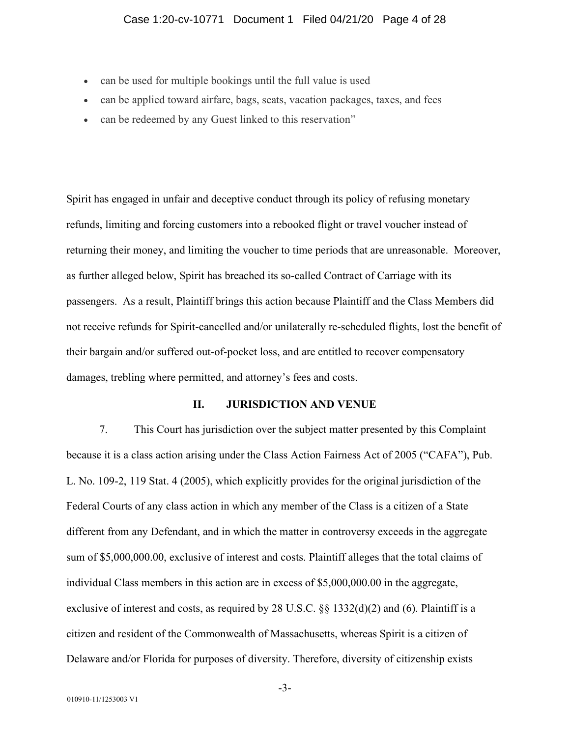- can be used for multiple bookings until the full value is used
- can be applied toward airfare, bags, seats, vacation packages, taxes, and fees
- can be redeemed by any Guest linked to this reservation"

Spirit has engaged in unfair and deceptive conduct through its policy of refusing monetary refunds, limiting and forcing customers into a rebooked flight or travel voucher instead of returning their money, and limiting the voucher to time periods that are unreasonable. Moreover, as further alleged below, Spirit has breached its so-called Contract of Carriage with its passengers. As a result, Plaintiff brings this action because Plaintiff and the Class Members did not receive refunds for Spirit-cancelled and/or unilaterally re-scheduled flights, lost the benefit of their bargain and/or suffered out-of-pocket loss, and are entitled to recover compensatory damages, trebling where permitted, and attorney's fees and costs.

## II. JURISDICTION AND VENUE

7. This Court has jurisdiction over the subject matter presented by this Complaint because it is a class action arising under the Class Action Fairness Act of 2005 ("CAFA"), Pub. L. No. 109-2, 119 Stat. 4 (2005), which explicitly provides for the original jurisdiction of the Federal Courts of any class action in which any member of the Class is a citizen of a State different from any Defendant, and in which the matter in controversy exceeds in the aggregate sum of $5,000,000.00, exclusive of interest and costs. Plaintiff alleges that the total claims of individual Class members in this action are in excess of $5,000,000.00 in the aggregate, exclusive of interest and costs, as required by 28 U.S.C. §§ 1332(d)(2) and (6). Plaintiff is a citizen and resident of the Commonwealth of Massachusetts, whereas Spirit is a citizen of Delaware and/or Florida for purposes of diversity. Therefore, diversity of citizenship exists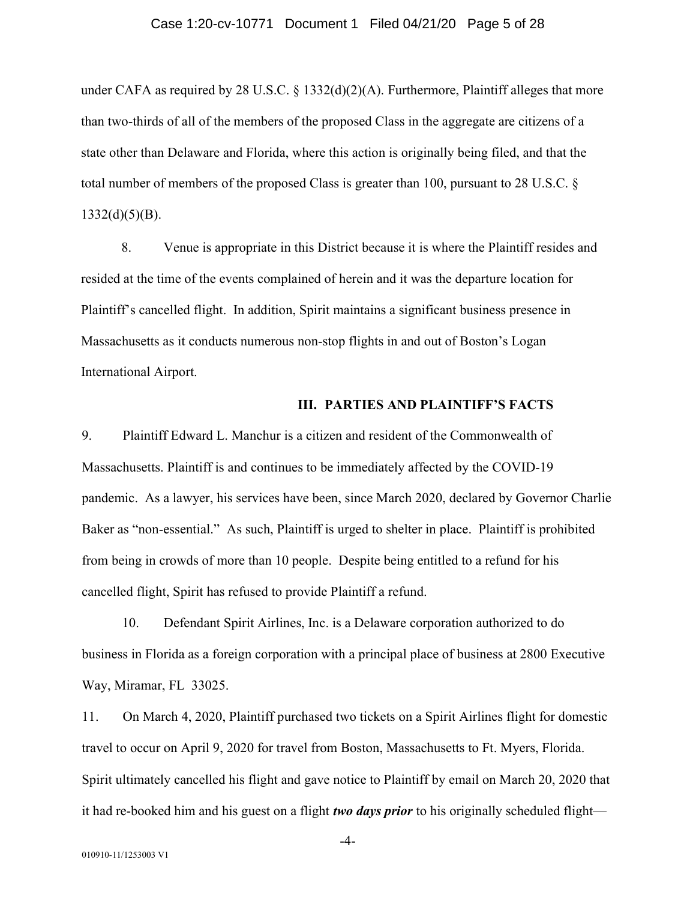under CAFA as required by 28 U.S.C. § 1332(d)(2)(A). Furthermore, Plaintiff alleges that more than two-thirds of all of the members of the proposed Class in the aggregate are citizens of a state other than Delaware and Florida, where this action is originally being filed, and that the total number of members of the proposed Class is greater than 100, pursuant to 28 U.S.C. § 1332(d)(5)(B).

8. Venue is appropriate in this District because it is where the Plaintiff resides and resided at the time of the events complained of herein and it was the departure location for Plaintiff's cancelled flight. In addition, Spirit maintains a significant business presence in Massachusetts as it conducts numerous non-stop flights in and out of Boston's Logan International Airport.

## III. PARTIES AND PLAINTIFF'S FACTS

9. Plaintiff Edward L. Manchur is a citizen and resident of the Commonwealth of Massachusetts. Plaintiff is and continues to be immediately affected by the COVID-19 pandemic. As a lawyer, his services have been, since March 2020, declared by Governor Charlie Baker as "non-essential." As such, Plaintiff is urged to shelter in place. Plaintiff is prohibited from being in crowds of more than 10 people. Despite being entitled to a refund for his cancelled flight, Spirit has refused to provide Plaintiff a refund.

10. Defendant Spirit Airlines, Inc. is a Delaware corporation authorized to do business in Florida as a foreign corporation with a principal place of business at 2800 Executive Way, Miramar, FL 33025.

11. On March 4, 2020, Plaintiff purchased two tickets on a Spirit Airlines flight for domestic travel to occur on April 9, 2020 for travel from Boston, Massachusetts to Ft. Myers, Florida. Spirit ultimately cancelled his flight and gave notice to Plaintiff by email on March 20, 2020 that it had re-booked him and his guest on a flight ***two days prior*** to his originally scheduled flight—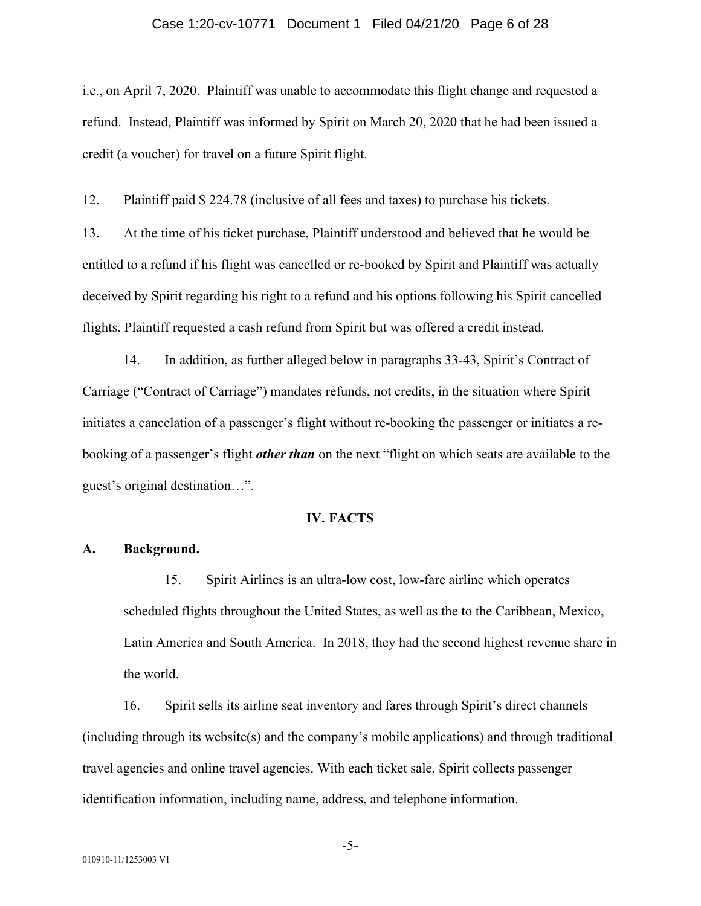i.e., on April 7, 2020. Plaintiff was unable to accommodate this flight change and requested a refund. Instead, Plaintiff was informed by Spirit on March 20, 2020 that he had been issued a credit (a voucher) for travel on a future Spirit flight.

12. Plaintiff paid $ 224.78 (inclusive of all fees and taxes) to purchase his tickets.

13. At the time of his ticket purchase, Plaintiff understood and believed that he would be entitled to a refund if his flight was cancelled or re-booked by Spirit and Plaintiff was actually deceived by Spirit regarding his right to a refund and his options following his Spirit cancelled flights. Plaintiff requested a cash refund from Spirit but was offered a credit instead.

14. In addition, as further alleged below in paragraphs 33-43, Spirit's Contract of Carriage ("Contract of Carriage") mandates refunds, not credits, in the situation where Spirit initiates a cancelation of a passenger's flight without re-booking the passenger or initiates a re-booking of a passenger's flight ***other than*** on the next "flight on which seats are available to the guest's original destination…".

## IV. FACTS

### A. Background.

15. Spirit Airlines is an ultra-low cost, low-fare airline which operates scheduled flights throughout the United States, as well as the to the Caribbean, Mexico, Latin America and South America. In 2018, they had the second highest revenue share in the world.

16. Spirit sells its airline seat inventory and fares through Spirit's direct channels (including through its website(s) and the company's mobile applications) and through traditional travel agencies and online travel agencies. With each ticket sale, Spirit collects passenger identification information, including name, address, and telephone information.

010910-11/1253003 V1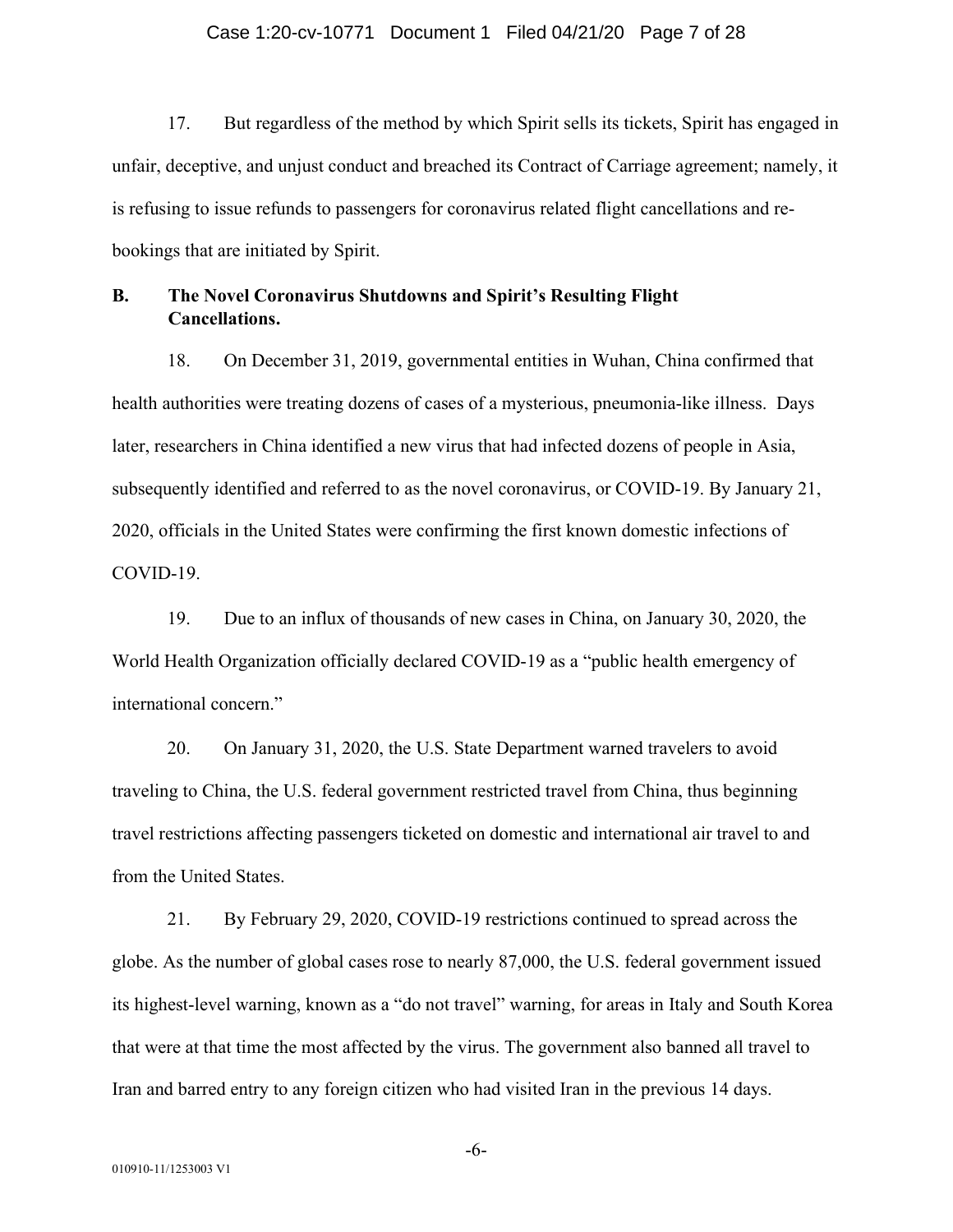17. But regardless of the method by which Spirit sells its tickets, Spirit has engaged in unfair, deceptive, and unjust conduct and breached its Contract of Carriage agreement; namely, it is refusing to issue refunds to passengers for coronavirus related flight cancellations and re-bookings that are initiated by Spirit.

### B. The Novel Coronavirus Shutdowns and Spirit's Resulting Flight Cancellations.

18. On December 31, 2019, governmental entities in Wuhan, China confirmed that health authorities were treating dozens of cases of a mysterious, pneumonia-like illness. Days later, researchers in China identified a new virus that had infected dozens of people in Asia, subsequently identified and referred to as the novel coronavirus, or COVID-19. By January 21, 2020, officials in the United States were confirming the first known domestic infections of COVID-19.

19. Due to an influx of thousands of new cases in China, on January 30, 2020, the World Health Organization officially declared COVID-19 as a "public health emergency of international concern."

20. On January 31, 2020, the U.S. State Department warned travelers to avoid traveling to China, the U.S. federal government restricted travel from China, thus beginning travel restrictions affecting passengers ticketed on domestic and international air travel to and from the United States.

21. By February 29, 2020, COVID-19 restrictions continued to spread across the globe. As the number of global cases rose to nearly 87,000, the U.S. federal government issued its highest-level warning, known as a "do not travel" warning, for areas in Italy and South Korea that were at that time the most affected by the virus. The government also banned all travel to Iran and barred entry to any foreign citizen who had visited Iran in the previous 14 days.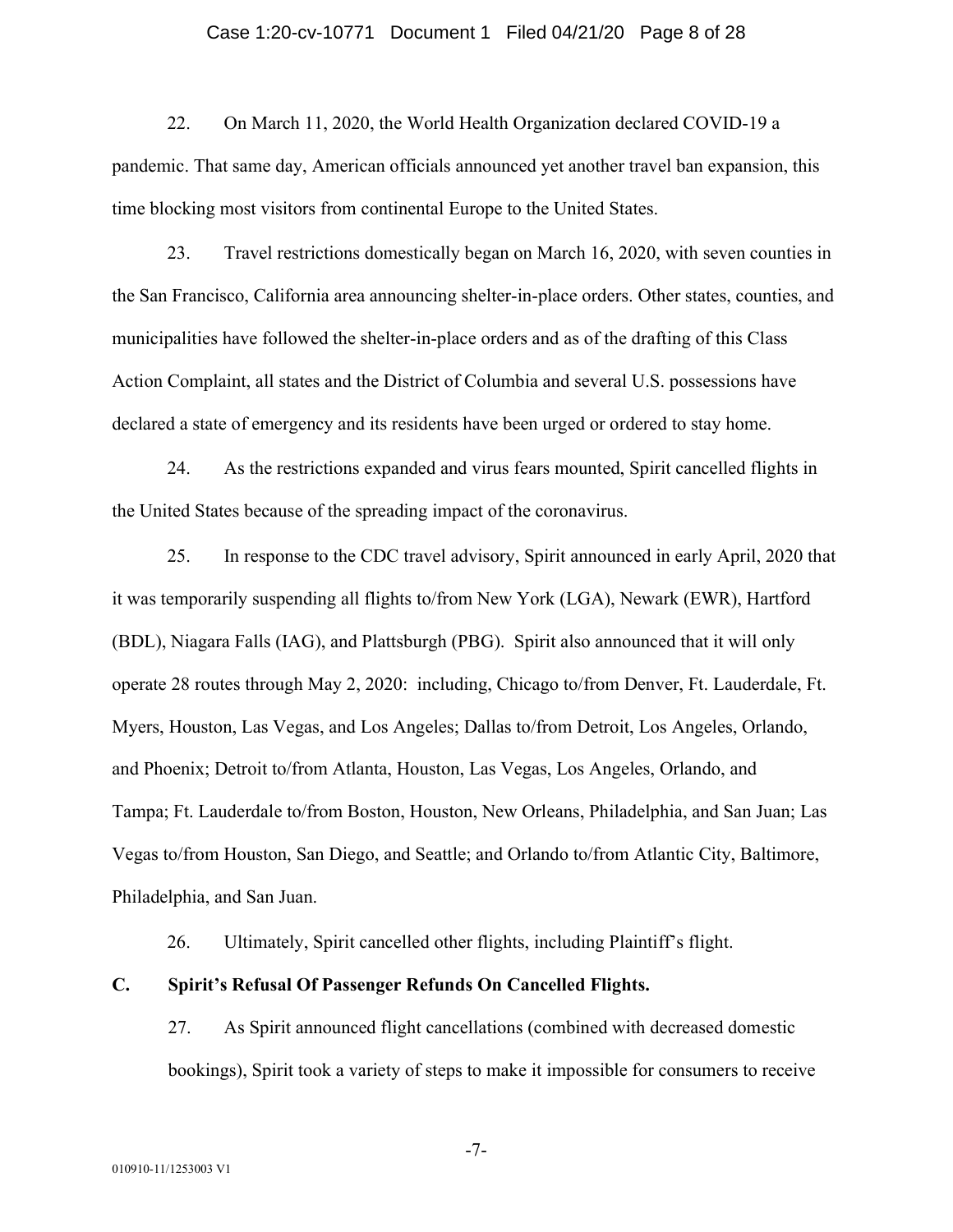22. On March 11, 2020, the World Health Organization declared COVID-19 a pandemic. That same day, American officials announced yet another travel ban expansion, this time blocking most visitors from continental Europe to the United States.

23. Travel restrictions domestically began on March 16, 2020, with seven counties in the San Francisco, California area announcing shelter-in-place orders. Other states, counties, and municipalities have followed the shelter-in-place orders and as of the drafting of this Class Action Complaint, all states and the District of Columbia and several U.S. possessions have declared a state of emergency and its residents have been urged or ordered to stay home.

24. As the restrictions expanded and virus fears mounted, Spirit cancelled flights in the United States because of the spreading impact of the coronavirus.

25. In response to the CDC travel advisory, Spirit announced in early April, 2020 that it was temporarily suspending all flights to/from New York (LGA), Newark (EWR), Hartford (BDL), Niagara Falls (IAG), and Plattsburgh (PBG). Spirit also announced that it will only operate 28 routes through May 2, 2020: including, Chicago to/from Denver, Ft. Lauderdale, Ft. Myers, Houston, Las Vegas, and Los Angeles; Dallas to/from Detroit, Los Angeles, Orlando, and Phoenix; Detroit to/from Atlanta, Houston, Las Vegas, Los Angeles, Orlando, and Tampa; Ft. Lauderdale to/from Boston, Houston, New Orleans, Philadelphia, and San Juan; Las Vegas to/from Houston, San Diego, and Seattle; and Orlando to/from Atlantic City, Baltimore, Philadelphia, and San Juan.

26. Ultimately, Spirit cancelled other flights, including Plaintiff's flight.

### C. Spirit's Refusal Of Passenger Refunds On Cancelled Flights.

27. As Spirit announced flight cancellations (combined with decreased domestic bookings), Spirit took a variety of steps to make it impossible for consumers to receive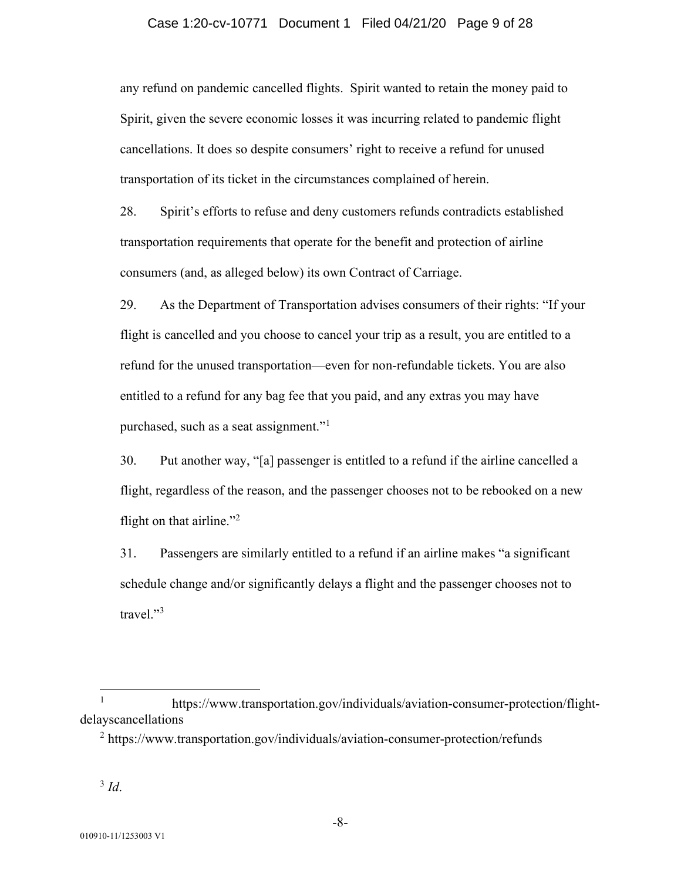any refund on pandemic cancelled flights. Spirit wanted to retain the money paid to Spirit, given the severe economic losses it was incurring related to pandemic flight cancellations. It does so despite consumers' right to receive a refund for unused transportation of its ticket in the circumstances complained of herein.

28. Spirit's efforts to refuse and deny customers refunds contradicts established transportation requirements that operate for the benefit and protection of airline consumers (and, as alleged below) its own Contract of Carriage.

29. As the Department of Transportation advises consumers of their rights: "If your flight is cancelled and you choose to cancel your trip as a result, you are entitled to a refund for the unused transportation—even for non-refundable tickets. You are also entitled to a refund for any bag fee that you paid, and any extras you may have purchased, such as a seat assignment."[1]

30. Put another way, "[a] passenger is entitled to a refund if the airline cancelled a flight, regardless of the reason, and the passenger chooses not to be rebooked on a new flight on that airline."[2]

31. Passengers are similarly entitled to a refund if an airline makes "a significant schedule change and/or significantly delays a flight and the passenger chooses not to travel."[3]

---

[1] https://www.transportation.gov/individuals/aviation-consumer-protection/flight-delayscancellations

[2] https://www.transportation.gov/individuals/aviation-consumer-protection/refunds

[3] *Id*.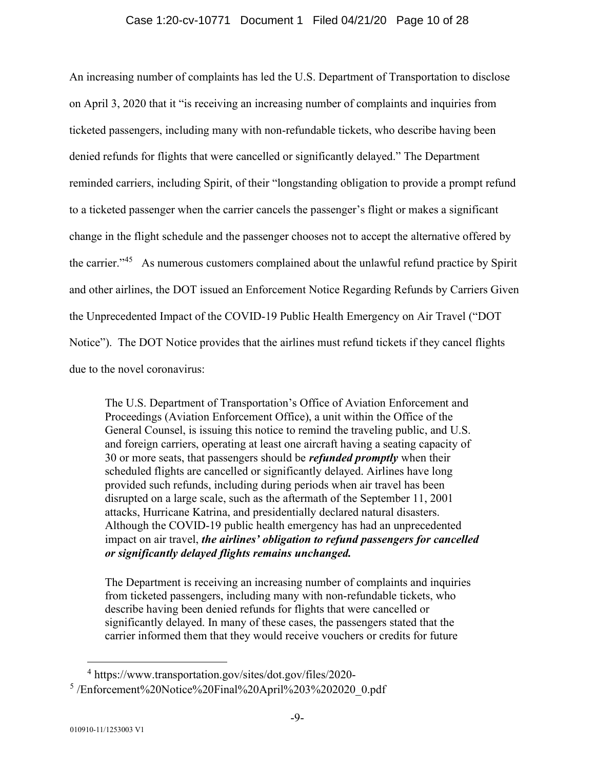An increasing number of complaints has led the U.S. Department of Transportation to disclose on April 3, 2020 that it "is receiving an increasing number of complaints and inquiries from ticketed passengers, including many with non-refundable tickets, who describe having been denied refunds for flights that were cancelled or significantly delayed." The Department reminded carriers, including Spirit, of their "longstanding obligation to provide a prompt refund to a ticketed passenger when the carrier cancels the passenger's flight or makes a significant change in the flight schedule and the passenger chooses not to accept the alternative offered by the carrier."[45] As numerous customers complained about the unlawful refund practice by Spirit and other airlines, the DOT issued an Enforcement Notice Regarding Refunds by Carriers Given the Unprecedented Impact of the COVID-19 Public Health Emergency on Air Travel ("DOT Notice"). The DOT Notice provides that the airlines must refund tickets if they cancel flights due to the novel coronavirus:

> The U.S. Department of Transportation's Office of Aviation Enforcement and Proceedings (Aviation Enforcement Office), a unit within the Office of the General Counsel, is issuing this notice to remind the traveling public, and U.S. and foreign carriers, operating at least one aircraft having a seating capacity of 30 or more seats, that passengers should be ***refunded promptly*** when their scheduled flights are cancelled or significantly delayed. Airlines have long provided such refunds, including during periods when air travel has been disrupted on a large scale, such as the aftermath of the September 11, 2001 attacks, Hurricane Katrina, and presidentially declared natural disasters. Although the COVID-19 public health emergency has had an unprecedented impact on air travel, ***the airlines' obligation to refund passengers for cancelled or significantly delayed flights remains unchanged.***
>
> The Department is receiving an increasing number of complaints and inquiries from ticketed passengers, including many with non-refundable tickets, who describe having been denied refunds for flights that were cancelled or significantly delayed. In many of these cases, the passengers stated that the carrier informed them that they would receive vouchers or credits for future

---

[4] https://www.transportation.gov/sites/dot.gov/files/2020-
[5] /Enforcement%20Notice%20Final%20April%203%202020_0.pdf

010910-11/1253003 V1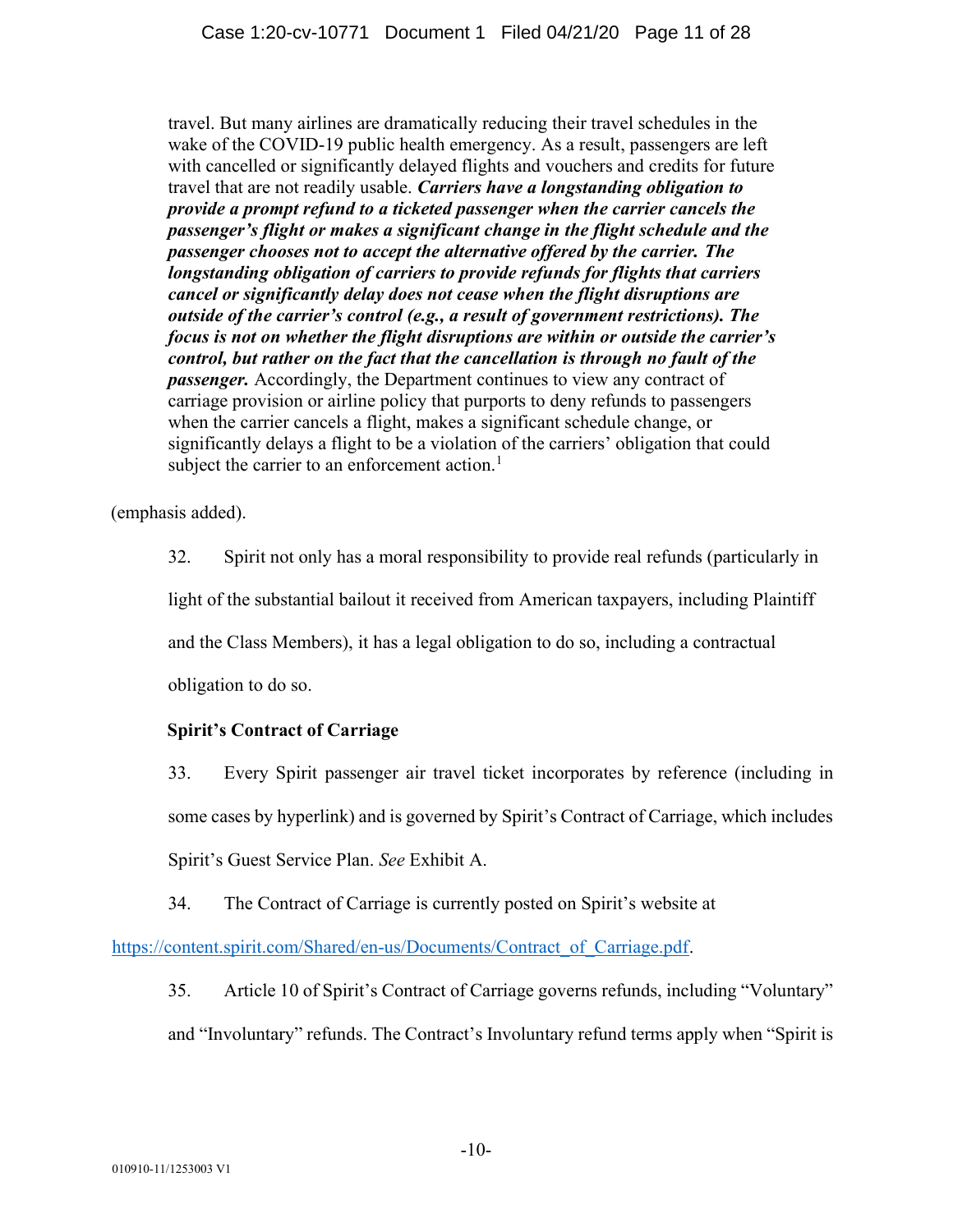> travel. But many airlines are dramatically reducing their travel schedules in the wake of the COVID-19 public health emergency. As a result, passengers are left with cancelled or significantly delayed flights and vouchers and credits for future travel that are not readily usable. ***Carriers have a longstanding obligation to provide a prompt refund to a ticketed passenger when the carrier cancels the passenger's flight or makes a significant change in the flight schedule and the passenger chooses not to accept the alternative offered by the carrier. The longstanding obligation of carriers to provide refunds for flights that carriers cancel or significantly delay does not cease when the flight disruptions are outside of the carrier's control (e.g., a result of government restrictions). The focus is not on whether the flight disruptions are within or outside the carrier's control, but rather on the fact that the cancellation is through no fault of the passenger.*** Accordingly, the Department continues to view any contract of carriage provision or airline policy that purports to deny refunds to passengers when the carrier cancels a flight, makes a significant schedule change, or significantly delays a flight to be a violation of the carriers' obligation that could subject the carrier to an enforcement action.[1]

(emphasis added).

32. Spirit not only has a moral responsibility to provide real refunds (particularly in light of the substantial bailout it received from American taxpayers, including Plaintiff and the Class Members), it has a legal obligation to do so, including a contractual obligation to do so.

**Spirit's Contract of Carriage**

33. Every Spirit passenger air travel ticket incorporates by reference (including in some cases by hyperlink) and is governed by Spirit's Contract of Carriage, which includes Spirit's Guest Service Plan. *See* Exhibit A.

34. The Contract of Carriage is currently posted on Spirit's website at https://content.spirit.com/Shared/en-us/Documents/Contract_of_Carriage.pdf.

35. Article 10 of Spirit's Contract of Carriage governs refunds, including "Voluntary" and "Involuntary" refunds. The Contract's Involuntary refund terms apply when "Spirit is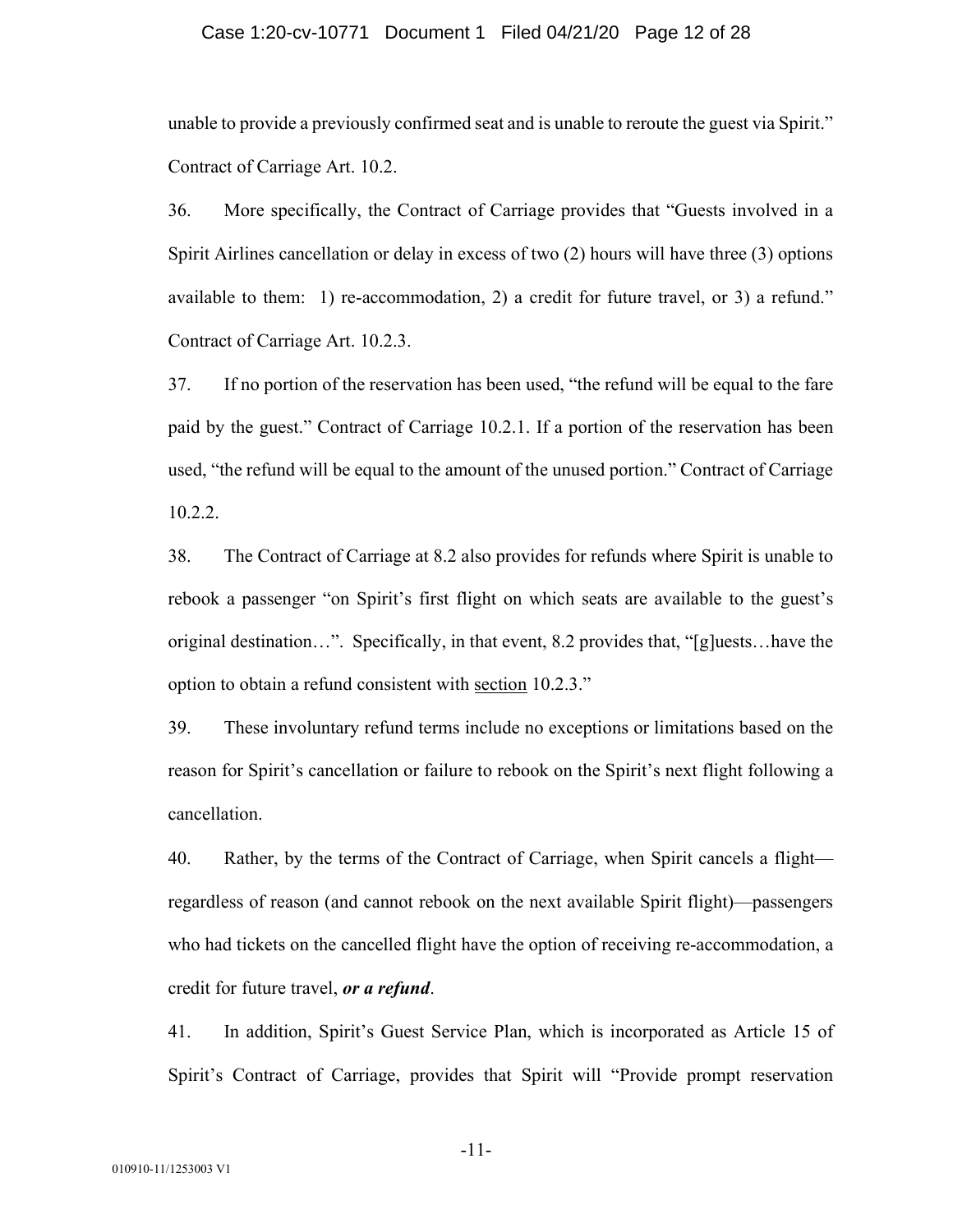unable to provide a previously confirmed seat and is unable to reroute the guest via Spirit." Contract of Carriage Art. 10.2.

36. More specifically, the Contract of Carriage provides that "Guests involved in a Spirit Airlines cancellation or delay in excess of two (2) hours will have three (3) options available to them: 1) re-accommodation, 2) a credit for future travel, or 3) a refund." Contract of Carriage Art. 10.2.3.

37. If no portion of the reservation has been used, "the refund will be equal to the fare paid by the guest." Contract of Carriage 10.2.1. If a portion of the reservation has been used, "the refund will be equal to the amount of the unused portion." Contract of Carriage 10.2.2.

38. The Contract of Carriage at 8.2 also provides for refunds where Spirit is unable to rebook a passenger "on Spirit's first flight on which seats are available to the guest's original destination…". Specifically, in that event, 8.2 provides that, "[g]uests…have the option to obtain a refund consistent with section 10.2.3."

39. These involuntary refund terms include no exceptions or limitations based on the reason for Spirit's cancellation or failure to rebook on the Spirit's next flight following a cancellation.

40. Rather, by the terms of the Contract of Carriage, when Spirit cancels a flight—regardless of reason (and cannot rebook on the next available Spirit flight)—passengers who had tickets on the cancelled flight have the option of receiving re-accommodation, a credit for future travel, ***or a refund***.

41. In addition, Spirit's Guest Service Plan, which is incorporated as Article 15 of Spirit's Contract of Carriage, provides that Spirit will "Provide prompt reservation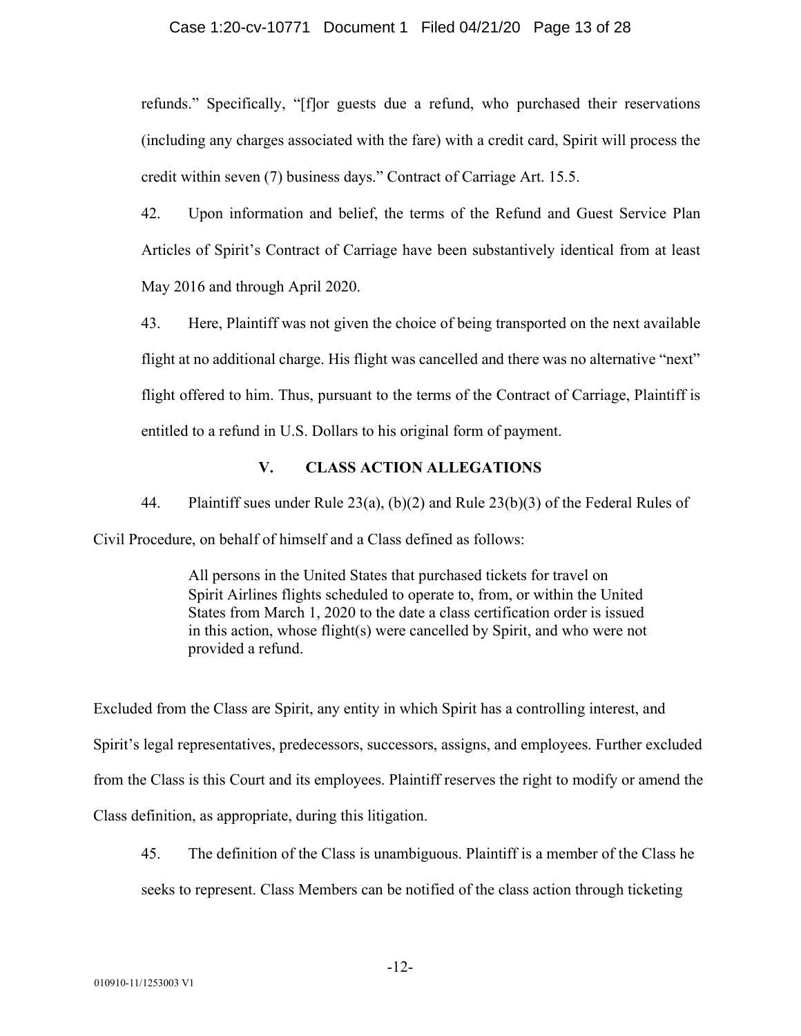refunds." Specifically, "[f]or guests due a refund, who purchased their reservations (including any charges associated with the fare) with a credit card, Spirit will process the credit within seven (7) business days." Contract of Carriage Art. 15.5.

42. Upon information and belief, the terms of the Refund and Guest Service Plan Articles of Spirit's Contract of Carriage have been substantively identical from at least May 2016 and through April 2020.

43. Here, Plaintiff was not given the choice of being transported on the next available flight at no additional charge. His flight was cancelled and there was no alternative "next" flight offered to him. Thus, pursuant to the terms of the Contract of Carriage, Plaintiff is entitled to a refund in U.S. Dollars to his original form of payment.

## V. CLASS ACTION ALLEGATIONS

44. Plaintiff sues under Rule 23(a), (b)(2) and Rule 23(b)(3) of the Federal Rules of Civil Procedure, on behalf of himself and a Class defined as follows:

> All persons in the United States that purchased tickets for travel on Spirit Airlines flights scheduled to operate to, from, or within the United States from March 1, 2020 to the date a class certification order is issued in this action, whose flight(s) were cancelled by Spirit, and who were not provided a refund.

Excluded from the Class are Spirit, any entity in which Spirit has a controlling interest, and Spirit's legal representatives, predecessors, successors, assigns, and employees. Further excluded from the Class is this Court and its employees. Plaintiff reserves the right to modify or amend the Class definition, as appropriate, during this litigation.

45. The definition of the Class is unambiguous. Plaintiff is a member of the Class he seeks to represent. Class Members can be notified of the class action through ticketing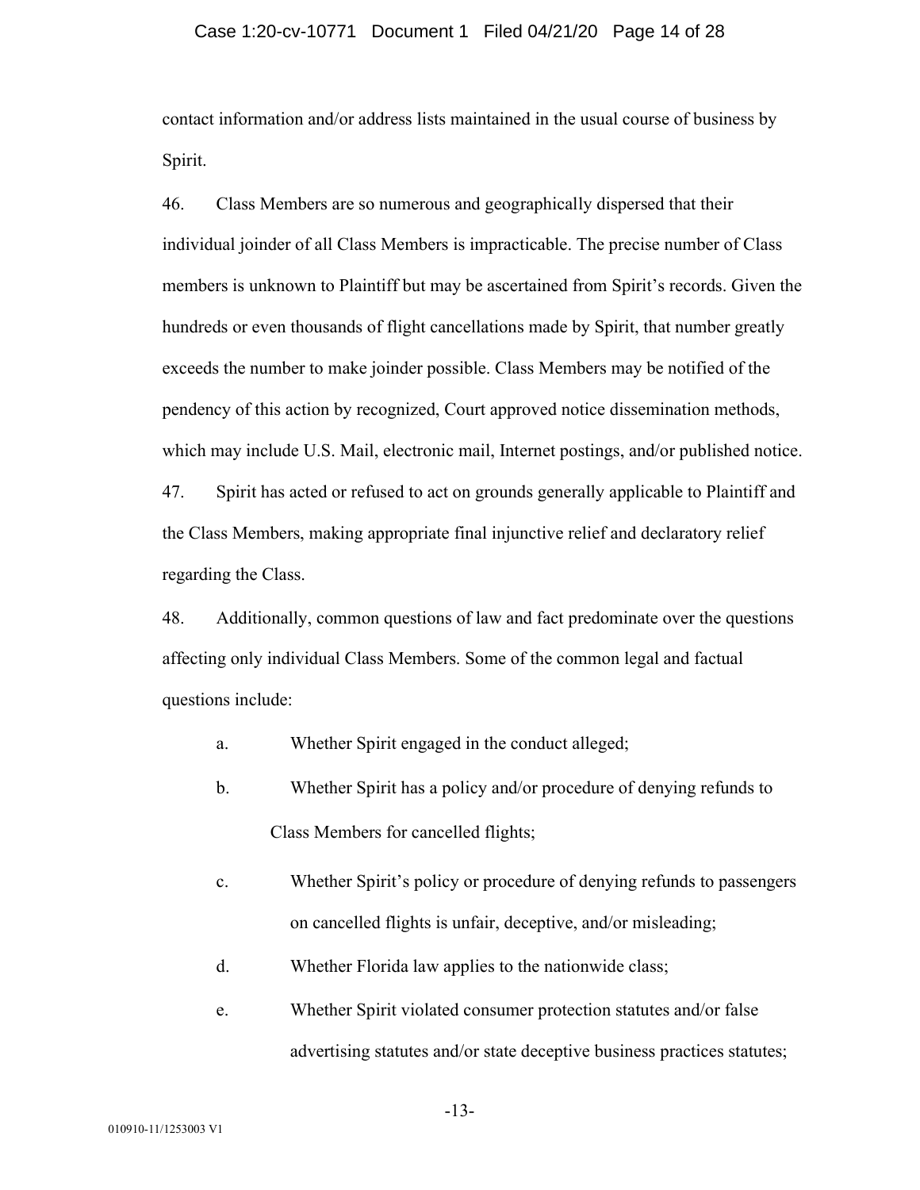contact information and/or address lists maintained in the usual course of business by Spirit.

46. Class Members are so numerous and geographically dispersed that their individual joinder of all Class Members is impracticable. The precise number of Class members is unknown to Plaintiff but may be ascertained from Spirit's records. Given the hundreds or even thousands of flight cancellations made by Spirit, that number greatly exceeds the number to make joinder possible. Class Members may be notified of the pendency of this action by recognized, Court approved notice dissemination methods, which may include U.S. Mail, electronic mail, Internet postings, and/or published notice.

47. Spirit has acted or refused to act on grounds generally applicable to Plaintiff and the Class Members, making appropriate final injunctive relief and declaratory relief regarding the Class.

48. Additionally, common questions of law and fact predominate over the questions affecting only individual Class Members. Some of the common legal and factual questions include:

a. Whether Spirit engaged in the conduct alleged;

b. Whether Spirit has a policy and/or procedure of denying refunds to Class Members for cancelled flights;

c. Whether Spirit's policy or procedure of denying refunds to passengers on cancelled flights is unfair, deceptive, and/or misleading;

d. Whether Florida law applies to the nationwide class;

e. Whether Spirit violated consumer protection statutes and/or false advertising statutes and/or state deceptive business practices statutes;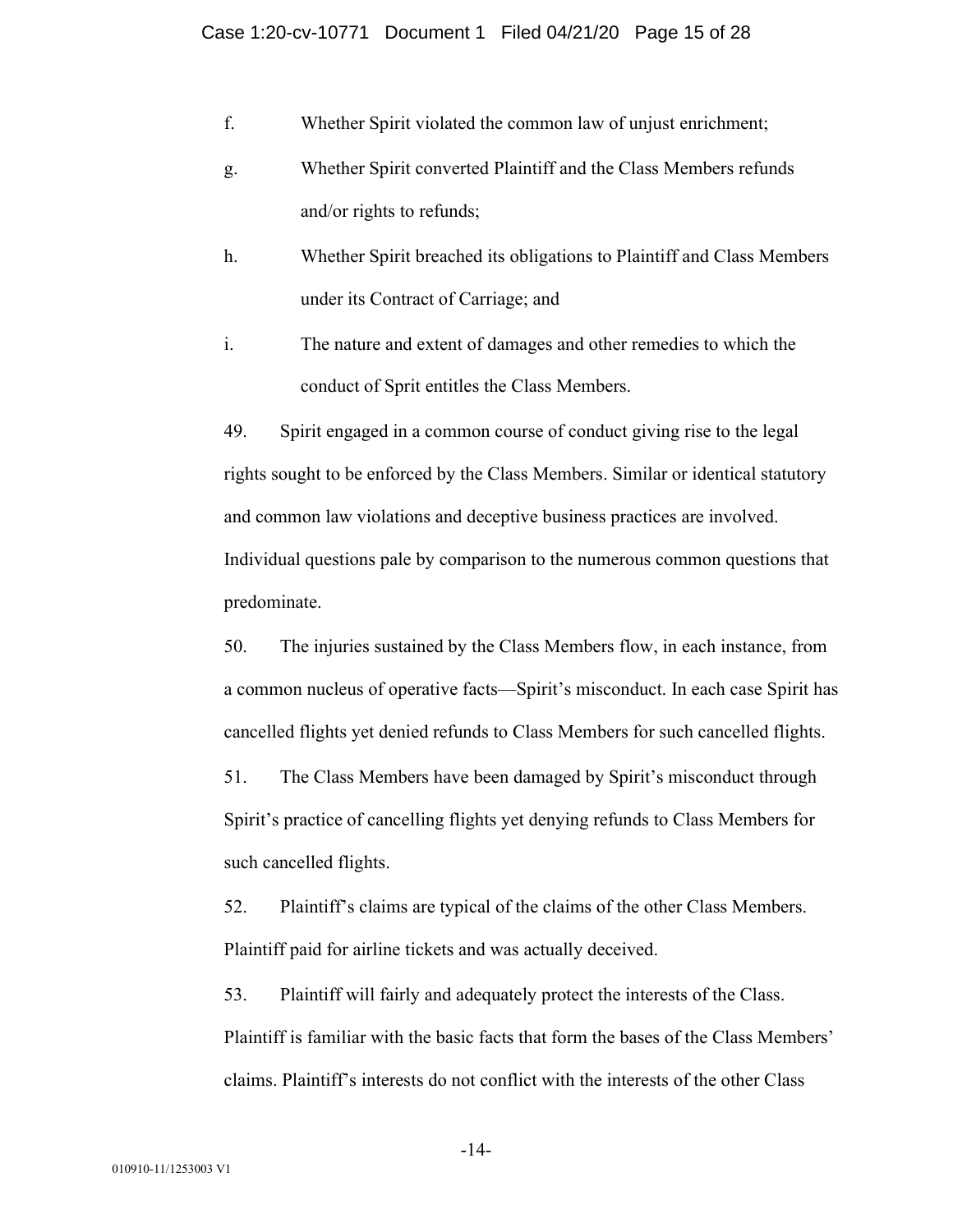f. Whether Spirit violated the common law of unjust enrichment;

g. Whether Spirit converted Plaintiff and the Class Members refunds and/or rights to refunds;

h. Whether Spirit breached its obligations to Plaintiff and Class Members under its Contract of Carriage; and

i. The nature and extent of damages and other remedies to which the conduct of Sprit entitles the Class Members.

49. Spirit engaged in a common course of conduct giving rise to the legal rights sought to be enforced by the Class Members. Similar or identical statutory and common law violations and deceptive business practices are involved. Individual questions pale by comparison to the numerous common questions that predominate.

50. The injuries sustained by the Class Members flow, in each instance, from a common nucleus of operative facts—Spirit's misconduct. In each case Spirit has cancelled flights yet denied refunds to Class Members for such cancelled flights.

51. The Class Members have been damaged by Spirit's misconduct through Spirit's practice of cancelling flights yet denying refunds to Class Members for such cancelled flights.

52. Plaintiff's claims are typical of the claims of the other Class Members. Plaintiff paid for airline tickets and was actually deceived.

53. Plaintiff will fairly and adequately protect the interests of the Class. Plaintiff is familiar with the basic facts that form the bases of the Class Members' claims. Plaintiff's interests do not conflict with the interests of the other Class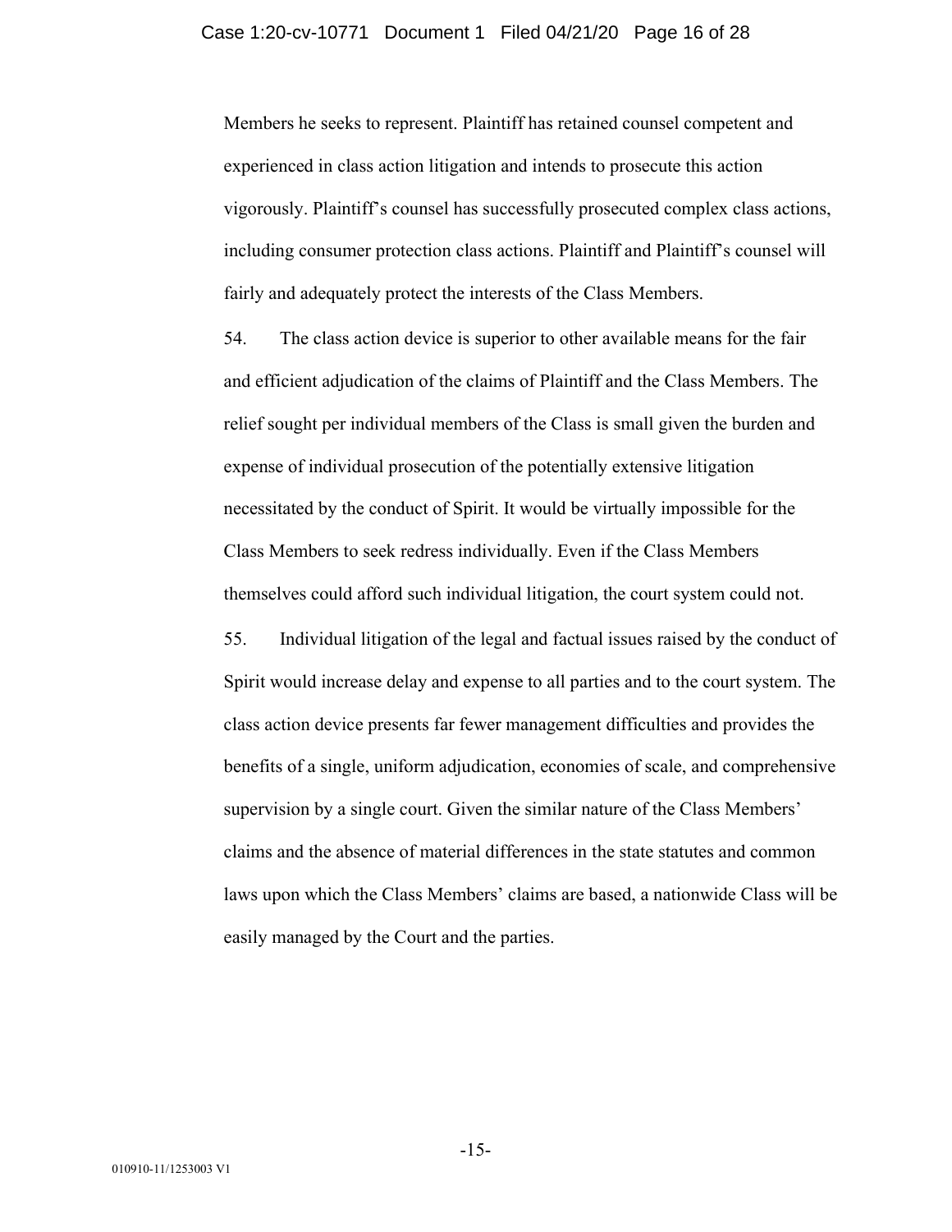Members he seeks to represent. Plaintiff has retained counsel competent and experienced in class action litigation and intends to prosecute this action vigorously. Plaintiff's counsel has successfully prosecuted complex class actions, including consumer protection class actions. Plaintiff and Plaintiff's counsel will fairly and adequately protect the interests of the Class Members.

54. The class action device is superior to other available means for the fair and efficient adjudication of the claims of Plaintiff and the Class Members. The relief sought per individual members of the Class is small given the burden and expense of individual prosecution of the potentially extensive litigation necessitated by the conduct of Spirit. It would be virtually impossible for the Class Members to seek redress individually. Even if the Class Members themselves could afford such individual litigation, the court system could not.

55. Individual litigation of the legal and factual issues raised by the conduct of Spirit would increase delay and expense to all parties and to the court system. The class action device presents far fewer management difficulties and provides the benefits of a single, uniform adjudication, economies of scale, and comprehensive supervision by a single court. Given the similar nature of the Class Members' claims and the absence of material differences in the state statutes and common laws upon which the Class Members' claims are based, a nationwide Class will be easily managed by the Court and the parties.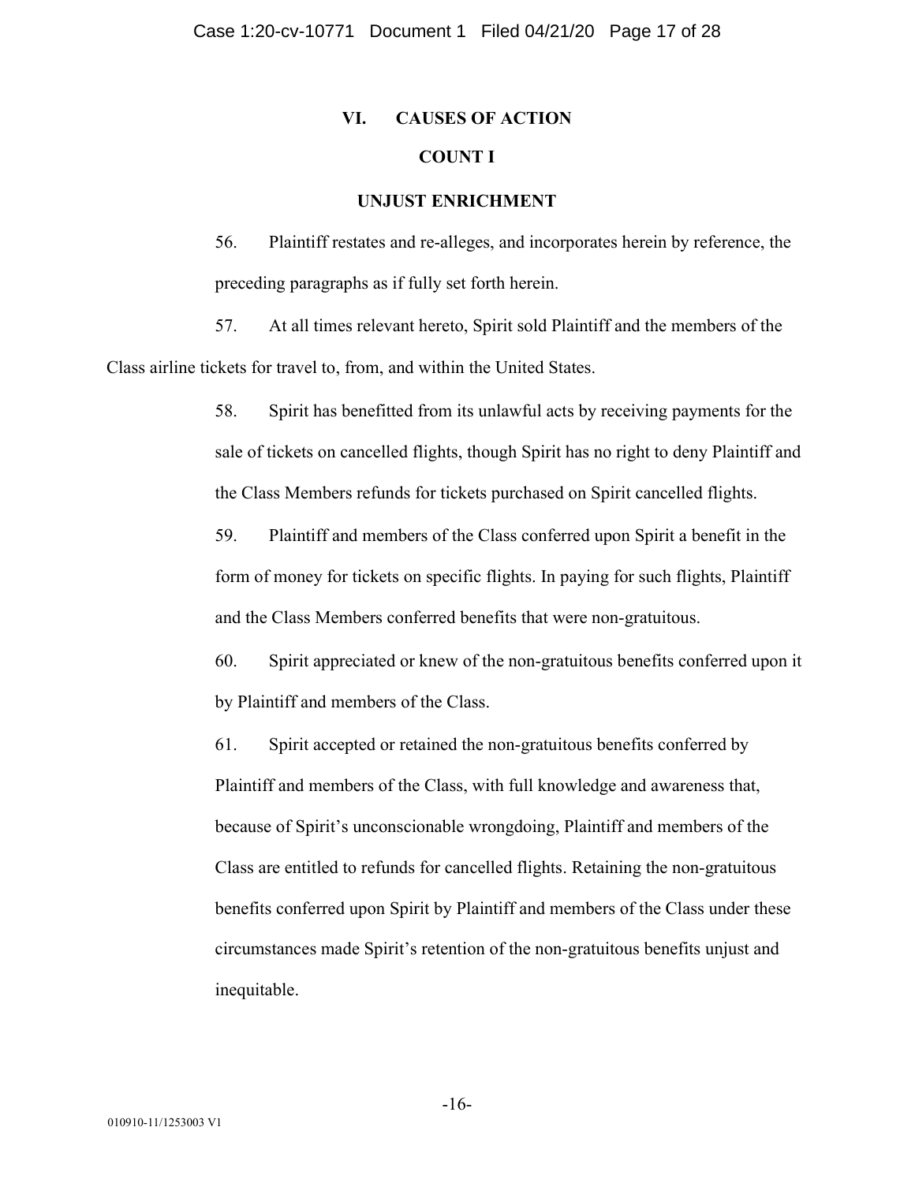## VI. CAUSES OF ACTION

### COUNT I

### UNJUST ENRICHMENT

56. Plaintiff restates and re-alleges, and incorporates herein by reference, the preceding paragraphs as if fully set forth herein.

57. At all times relevant hereto, Spirit sold Plaintiff and the members of the Class airline tickets for travel to, from, and within the United States.

58. Spirit has benefitted from its unlawful acts by receiving payments for the sale of tickets on cancelled flights, though Spirit has no right to deny Plaintiff and the Class Members refunds for tickets purchased on Spirit cancelled flights.

59. Plaintiff and members of the Class conferred upon Spirit a benefit in the form of money for tickets on specific flights. In paying for such flights, Plaintiff and the Class Members conferred benefits that were non-gratuitous.

60. Spirit appreciated or knew of the non-gratuitous benefits conferred upon it by Plaintiff and members of the Class.

61. Spirit accepted or retained the non-gratuitous benefits conferred by Plaintiff and members of the Class, with full knowledge and awareness that, because of Spirit's unconscionable wrongdoing, Plaintiff and members of the Class are entitled to refunds for cancelled flights. Retaining the non-gratuitous benefits conferred upon Spirit by Plaintiff and members of the Class under these circumstances made Spirit's retention of the non-gratuitous benefits unjust and inequitable.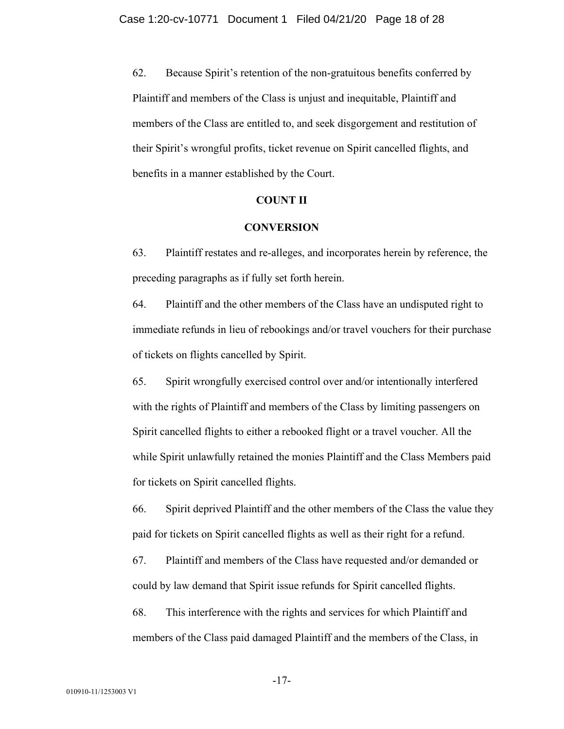62. Because Spirit's retention of the non-gratuitous benefits conferred by Plaintiff and members of the Class is unjust and inequitable, Plaintiff and members of the Class are entitled to, and seek disgorgement and restitution of their Spirit's wrongful profits, ticket revenue on Spirit cancelled flights, and benefits in a manner established by the Court.

## COUNT II

## CONVERSION

63. Plaintiff restates and re-alleges, and incorporates herein by reference, the preceding paragraphs as if fully set forth herein.

64. Plaintiff and the other members of the Class have an undisputed right to immediate refunds in lieu of rebookings and/or travel vouchers for their purchase of tickets on flights cancelled by Spirit.

65. Spirit wrongfully exercised control over and/or intentionally interfered with the rights of Plaintiff and members of the Class by limiting passengers on Spirit cancelled flights to either a rebooked flight or a travel voucher. All the while Spirit unlawfully retained the monies Plaintiff and the Class Members paid for tickets on Spirit cancelled flights.

66. Spirit deprived Plaintiff and the other members of the Class the value they paid for tickets on Spirit cancelled flights as well as their right for a refund.

67. Plaintiff and members of the Class have requested and/or demanded or could by law demand that Spirit issue refunds for Spirit cancelled flights.

68. This interference with the rights and services for which Plaintiff and members of the Class paid damaged Plaintiff and the members of the Class, in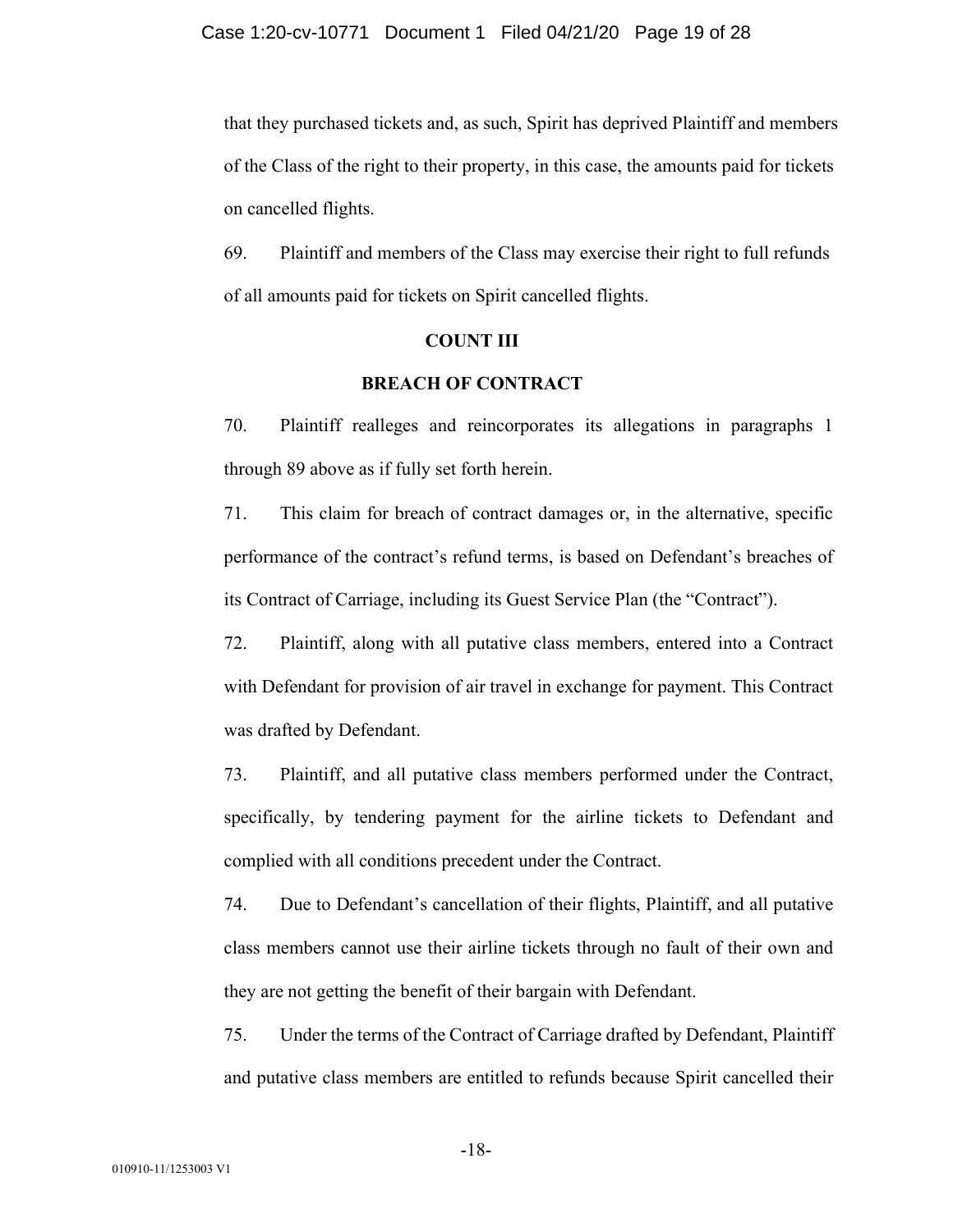that they purchased tickets and, as such, Spirit has deprived Plaintiff and members of the Class of the right to their property, in this case, the amounts paid for tickets on cancelled flights.

69. Plaintiff and members of the Class may exercise their right to full refunds of all amounts paid for tickets on Spirit cancelled flights.

**COUNT III**

**BREACH OF CONTRACT**

70. Plaintiff realleges and reincorporates its allegations in paragraphs 1 through 89 above as if fully set forth herein.

71. This claim for breach of contract damages or, in the alternative, specific performance of the contract's refund terms, is based on Defendant's breaches of its Contract of Carriage, including its Guest Service Plan (the "Contract").

72. Plaintiff, along with all putative class members, entered into a Contract with Defendant for provision of air travel in exchange for payment. This Contract was drafted by Defendant.

73. Plaintiff, and all putative class members performed under the Contract, specifically, by tendering payment for the airline tickets to Defendant and complied with all conditions precedent under the Contract.

74. Due to Defendant's cancellation of their flights, Plaintiff, and all putative class members cannot use their airline tickets through no fault of their own and they are not getting the benefit of their bargain with Defendant.

75. Under the terms of the Contract of Carriage drafted by Defendant, Plaintiff and putative class members are entitled to refunds because Spirit cancelled their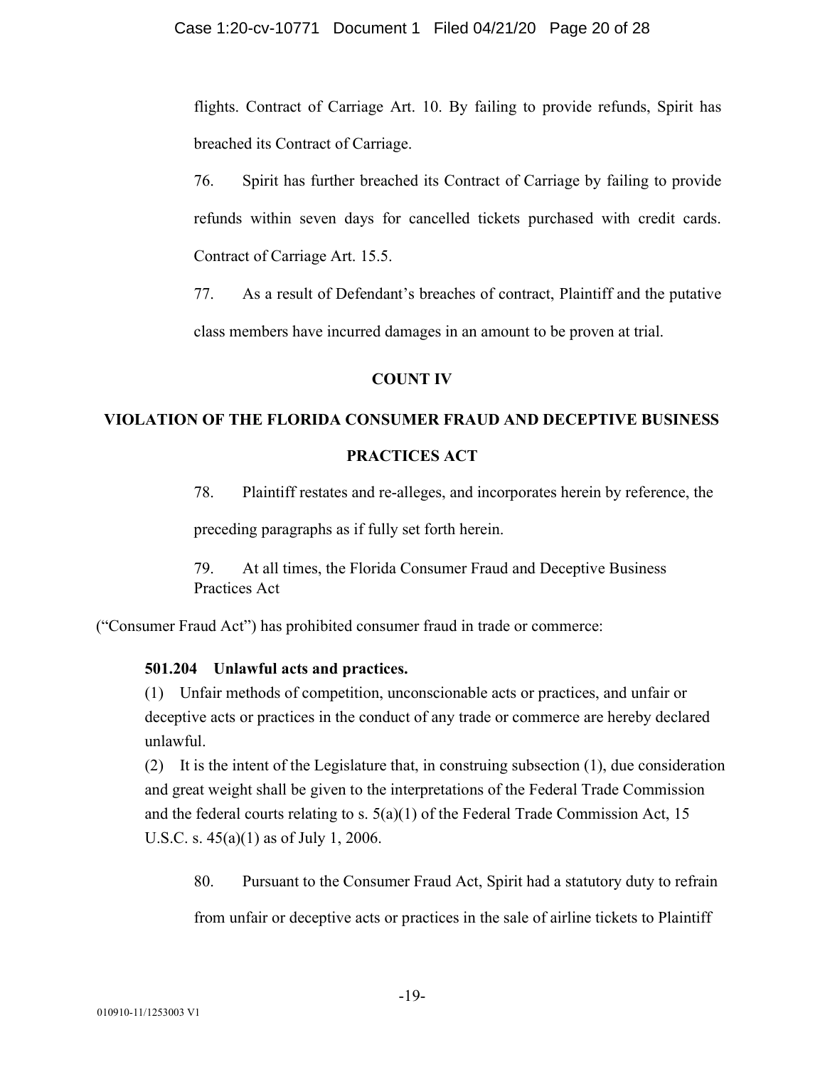flights. Contract of Carriage Art. 10. By failing to provide refunds, Spirit has breached its Contract of Carriage.

76. Spirit has further breached its Contract of Carriage by failing to provide refunds within seven days for cancelled tickets purchased with credit cards. Contract of Carriage Art. 15.5.

77. As a result of Defendant's breaches of contract, Plaintiff and the putative class members have incurred damages in an amount to be proven at trial.

## COUNT IV

## VIOLATION OF THE FLORIDA CONSUMER FRAUD AND DECEPTIVE BUSINESS PRACTICES ACT

78. Plaintiff restates and re-alleges, and incorporates herein by reference, the preceding paragraphs as if fully set forth herein.

79. At all times, the Florida Consumer Fraud and Deceptive Business Practices Act ("Consumer Fraud Act") has prohibited consumer fraud in trade or commerce:

> **501.204 Unlawful acts and practices.**
>
> (1) Unfair methods of competition, unconscionable acts or practices, and unfair or deceptive acts or practices in the conduct of any trade or commerce are hereby declared unlawful.
>
> (2) It is the intent of the Legislature that, in construing subsection (1), due consideration and great weight shall be given to the interpretations of the Federal Trade Commission and the federal courts relating to s. 5(a)(1) of the Federal Trade Commission Act, 15 U.S.C. s. 45(a)(1) as of July 1, 2006.

80. Pursuant to the Consumer Fraud Act, Spirit had a statutory duty to refrain from unfair or deceptive acts or practices in the sale of airline tickets to Plaintiff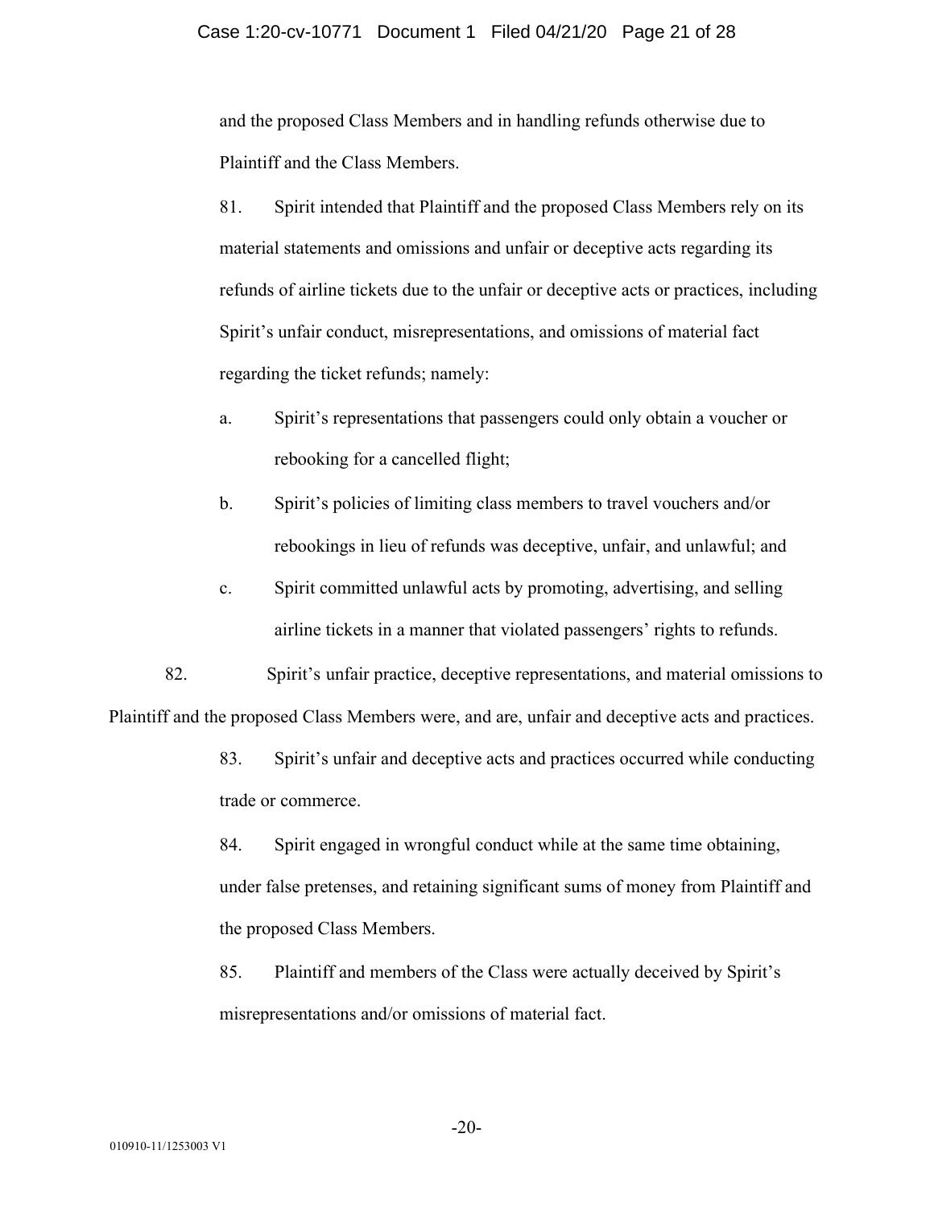and the proposed Class Members and in handling refunds otherwise due to Plaintiff and the Class Members.

81. Spirit intended that Plaintiff and the proposed Class Members rely on its material statements and omissions and unfair or deceptive acts regarding its refunds of airline tickets due to the unfair or deceptive acts or practices, including Spirit's unfair conduct, misrepresentations, and omissions of material fact regarding the ticket refunds; namely:

a. Spirit's representations that passengers could only obtain a voucher or rebooking for a cancelled flight;

b. Spirit's policies of limiting class members to travel vouchers and/or rebookings in lieu of refunds was deceptive, unfair, and unlawful; and

c. Spirit committed unlawful acts by promoting, advertising, and selling airline tickets in a manner that violated passengers' rights to refunds.

82. Spirit's unfair practice, deceptive representations, and material omissions to Plaintiff and the proposed Class Members were, and are, unfair and deceptive acts and practices.

83. Spirit's unfair and deceptive acts and practices occurred while conducting trade or commerce.

84. Spirit engaged in wrongful conduct while at the same time obtaining, under false pretenses, and retaining significant sums of money from Plaintiff and the proposed Class Members.

85. Plaintiff and members of the Class were actually deceived by Spirit's misrepresentations and/or omissions of material fact.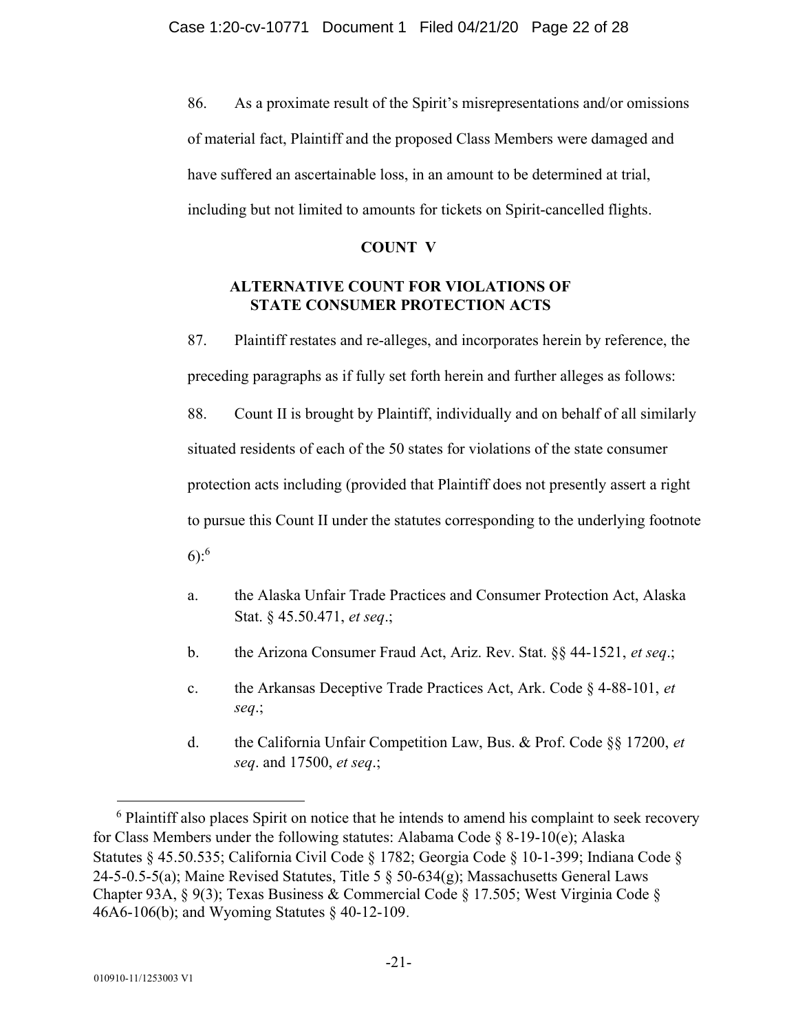86. As a proximate result of the Spirit's misrepresentations and/or omissions of material fact, Plaintiff and the proposed Class Members were damaged and have suffered an ascertainable loss, in an amount to be determined at trial, including but not limited to amounts for tickets on Spirit-cancelled flights.

**COUNT V**

**ALTERNATIVE COUNT FOR VIOLATIONS OF STATE CONSUMER PROTECTION ACTS**

87. Plaintiff restates and re-alleges, and incorporates herein by reference, the preceding paragraphs as if fully set forth herein and further alleges as follows:

88. Count II is brought by Plaintiff, individually and on behalf of all similarly situated residents of each of the 50 states for violations of the state consumer protection acts including (provided that Plaintiff does not presently assert a right to pursue this Count II under the statutes corresponding to the underlying footnote 6):[6]

a. the Alaska Unfair Trade Practices and Consumer Protection Act, Alaska Stat. § 45.50.471, *et seq*.;

b. the Arizona Consumer Fraud Act, Ariz. Rev. Stat. §§ 44-1521, *et seq*.;

c. the Arkansas Deceptive Trade Practices Act, Ark. Code § 4-88-101, *et seq*.;

d. the California Unfair Competition Law, Bus. & Prof. Code §§ 17200, *et seq*. and 17500, *et seq*.;

[6] Plaintiff also places Spirit on notice that he intends to amend his complaint to seek recovery for Class Members under the following statutes: Alabama Code § 8-19-10(e); Alaska Statutes § 45.50.535; California Civil Code § 1782; Georgia Code § 10-1-399; Indiana Code § 24-5-0.5-5(a); Maine Revised Statutes, Title 5 § 50-634(g); Massachusetts General Laws Chapter 93A, § 9(3); Texas Business & Commercial Code § 17.505; West Virginia Code § 46A6-106(b); and Wyoming Statutes § 40-12-109.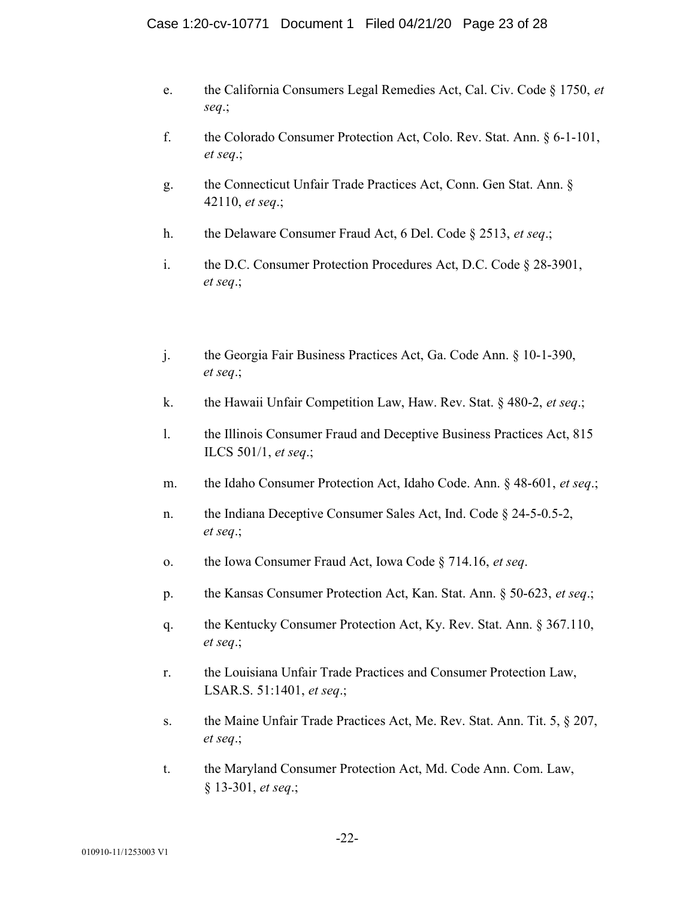e. the California Consumers Legal Remedies Act, Cal. Civ. Code § 1750, *et seq*.;

f. the Colorado Consumer Protection Act, Colo. Rev. Stat. Ann. § 6-1-101, *et seq*.;

g. the Connecticut Unfair Trade Practices Act, Conn. Gen Stat. Ann. § 42110, *et seq*.;

h. the Delaware Consumer Fraud Act, 6 Del. Code § 2513, *et seq*.;

i. the D.C. Consumer Protection Procedures Act, D.C. Code § 28-3901, *et seq*.;

j. the Georgia Fair Business Practices Act, Ga. Code Ann. § 10-1-390, *et seq*.;

k. the Hawaii Unfair Competition Law, Haw. Rev. Stat. § 480-2, *et seq*.;

l. the Illinois Consumer Fraud and Deceptive Business Practices Act, 815 ILCS 501/1, *et seq*.;

m. the Idaho Consumer Protection Act, Idaho Code. Ann. § 48-601, *et seq*.;

n. the Indiana Deceptive Consumer Sales Act, Ind. Code § 24-5-0.5-2, *et seq*.;

o. the Iowa Consumer Fraud Act, Iowa Code § 714.16, *et seq*.

p. the Kansas Consumer Protection Act, Kan. Stat. Ann. § 50-623, *et seq*.;

q. the Kentucky Consumer Protection Act, Ky. Rev. Stat. Ann. § 367.110, *et seq*.;

r. the Louisiana Unfair Trade Practices and Consumer Protection Law, LSAR.S. 51:1401, *et seq*.;

s. the Maine Unfair Trade Practices Act, Me. Rev. Stat. Ann. Tit. 5, § 207, *et seq*.;

t. the Maryland Consumer Protection Act, Md. Code Ann. Com. Law, § 13-301, *et seq*.;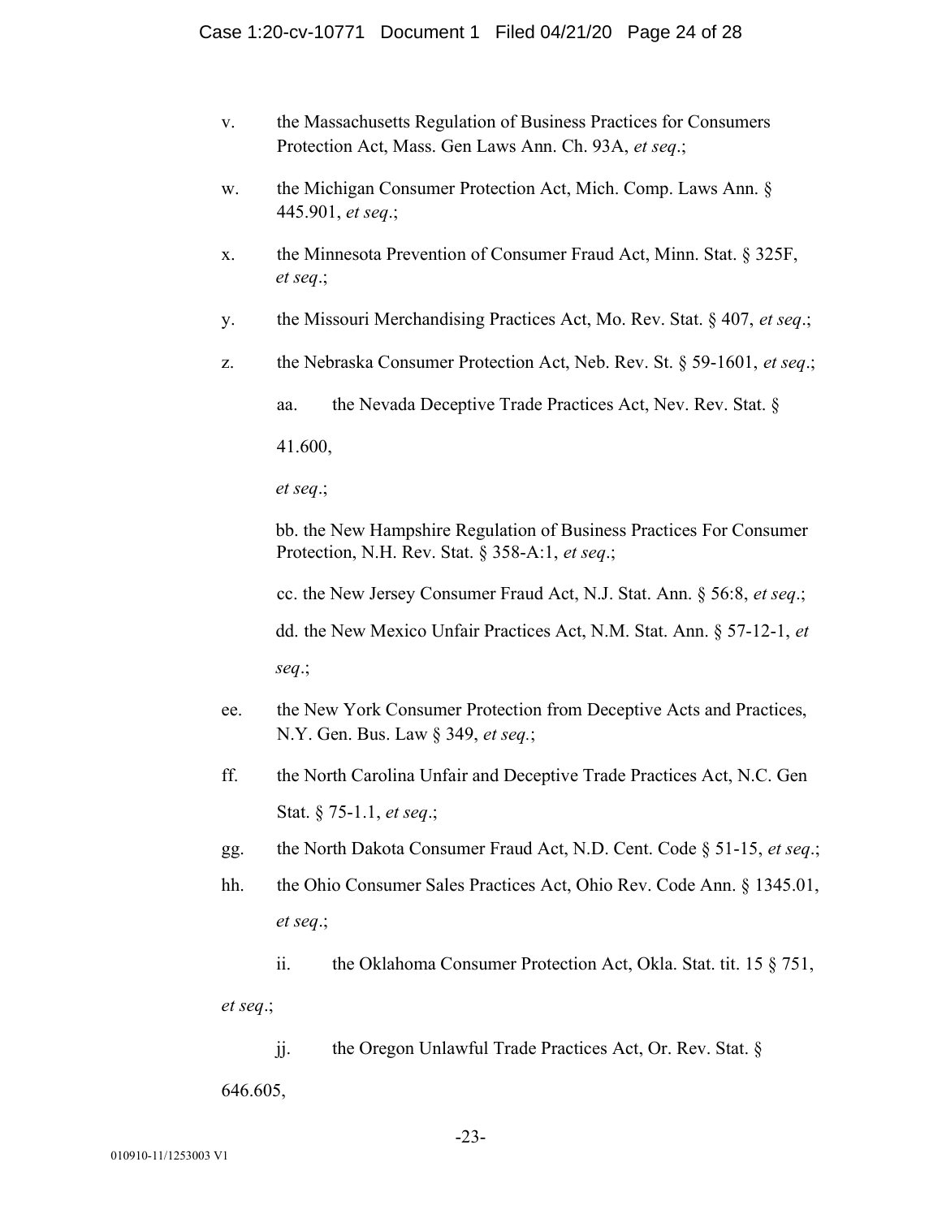v. the Massachusetts Regulation of Business Practices for Consumers Protection Act, Mass. Gen Laws Ann. Ch. 93A, *et seq*.;

w. the Michigan Consumer Protection Act, Mich. Comp. Laws Ann. § 445.901, *et seq*.;

x. the Minnesota Prevention of Consumer Fraud Act, Minn. Stat. § 325F, *et seq*.;

y. the Missouri Merchandising Practices Act, Mo. Rev. Stat. § 407, *et seq*.;

z. the Nebraska Consumer Protection Act, Neb. Rev. St. § 59-1601, *et seq*.;

aa. the Nevada Deceptive Trade Practices Act, Nev. Rev. Stat. § 41.600, *et seq*.;

bb. the New Hampshire Regulation of Business Practices For Consumer Protection, N.H. Rev. Stat. § 358-A:1, *et seq*.;

cc. the New Jersey Consumer Fraud Act, N.J. Stat. Ann. § 56:8, *et seq*.;

dd. the New Mexico Unfair Practices Act, N.M. Stat. Ann. § 57-12-1, *et seq*.;

ee. the New York Consumer Protection from Deceptive Acts and Practices, N.Y. Gen. Bus. Law § 349, *et seq.*;

ff. the North Carolina Unfair and Deceptive Trade Practices Act, N.C. Gen Stat. § 75-1.1, *et seq*.;

gg. the North Dakota Consumer Fraud Act, N.D. Cent. Code § 51-15, *et seq*.;

hh. the Ohio Consumer Sales Practices Act, Ohio Rev. Code Ann. § 1345.01, *et seq*.;

ii. the Oklahoma Consumer Protection Act, Okla. Stat. tit. 15 § 751, *et seq*.;

jj. the Oregon Unlawful Trade Practices Act, Or. Rev. Stat. § 646.605,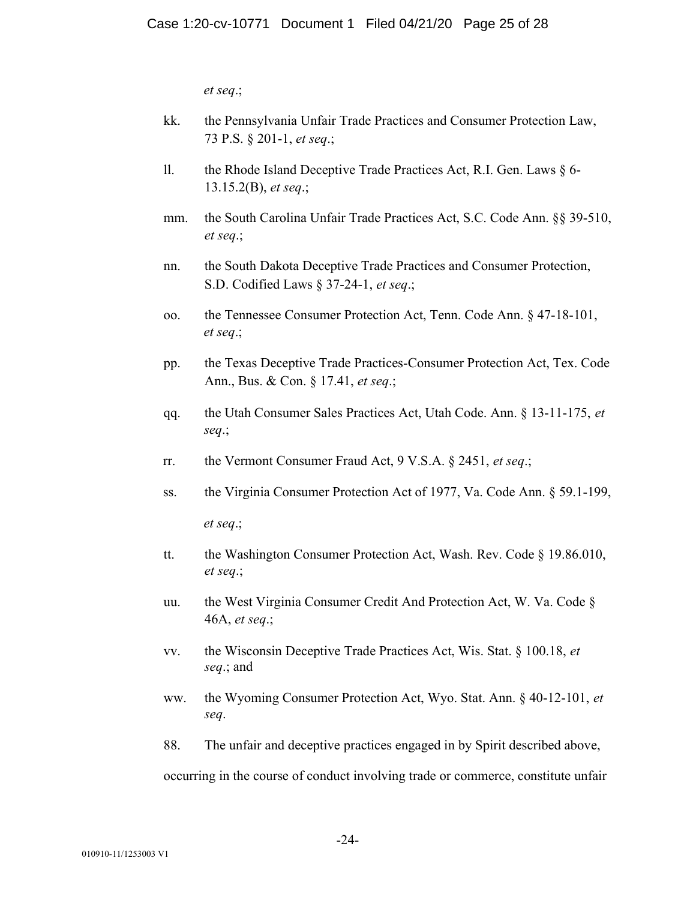*et seq*.;

kk. the Pennsylvania Unfair Trade Practices and Consumer Protection Law, 73 P.S. § 201-1, *et seq*.;

ll. the Rhode Island Deceptive Trade Practices Act, R.I. Gen. Laws § 6-13.15.2(B), *et seq*.;

mm. the South Carolina Unfair Trade Practices Act, S.C. Code Ann. §§ 39-510, *et seq*.;

nn. the South Dakota Deceptive Trade Practices and Consumer Protection, S.D. Codified Laws § 37-24-1, *et seq*.;

oo. the Tennessee Consumer Protection Act, Tenn. Code Ann. § 47-18-101, *et seq*.;

pp. the Texas Deceptive Trade Practices-Consumer Protection Act, Tex. Code Ann., Bus. & Con. § 17.41, *et seq*.;

qq. the Utah Consumer Sales Practices Act, Utah Code. Ann. § 13-11-175, *et seq*.;

rr. the Vermont Consumer Fraud Act, 9 V.S.A. § 2451, *et seq*.;

ss. the Virginia Consumer Protection Act of 1977, Va. Code Ann. § 59.1-199, *et seq*.;

tt. the Washington Consumer Protection Act, Wash. Rev. Code § 19.86.010, *et seq*.;

uu. the West Virginia Consumer Credit And Protection Act, W. Va. Code § 46A, *et seq*.;

vv. the Wisconsin Deceptive Trade Practices Act, Wis. Stat. § 100.18, *et seq*.; and

ww. the Wyoming Consumer Protection Act, Wyo. Stat. Ann. § 40-12-101, *et seq*.

88. The unfair and deceptive practices engaged in by Spirit described above, occurring in the course of conduct involving trade or commerce, constitute unfair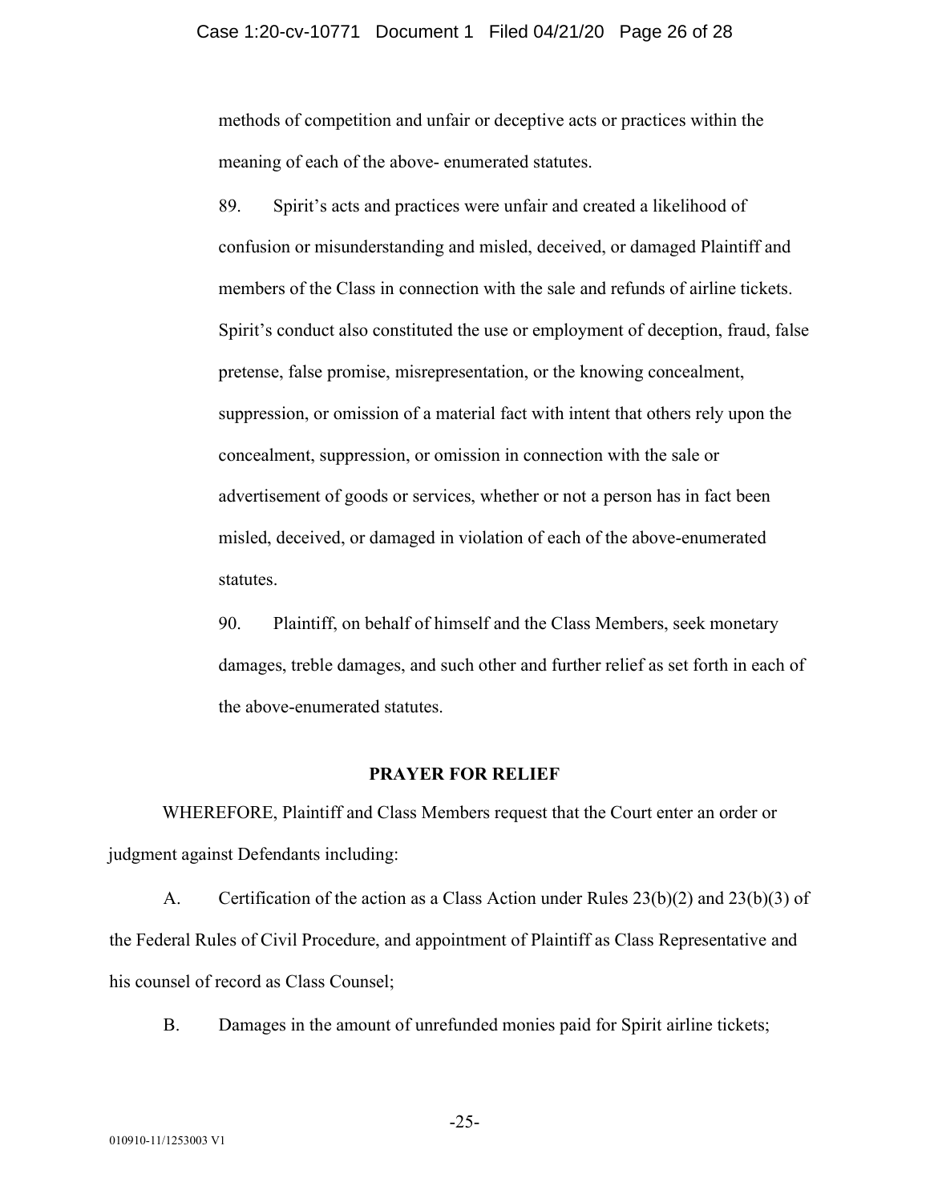methods of competition and unfair or deceptive acts or practices within the meaning of each of the above- enumerated statutes.

89. Spirit's acts and practices were unfair and created a likelihood of confusion or misunderstanding and misled, deceived, or damaged Plaintiff and members of the Class in connection with the sale and refunds of airline tickets. Spirit's conduct also constituted the use or employment of deception, fraud, false pretense, false promise, misrepresentation, or the knowing concealment, suppression, or omission of a material fact with intent that others rely upon the concealment, suppression, or omission in connection with the sale or advertisement of goods or services, whether or not a person has in fact been misled, deceived, or damaged in violation of each of the above-enumerated statutes.

90. Plaintiff, on behalf of himself and the Class Members, seek monetary damages, treble damages, and such other and further relief as set forth in each of the above-enumerated statutes.

## PRAYER FOR RELIEF

WHEREFORE, Plaintiff and Class Members request that the Court enter an order or judgment against Defendants including:

A. Certification of the action as a Class Action under Rules 23(b)(2) and 23(b)(3) of the Federal Rules of Civil Procedure, and appointment of Plaintiff as Class Representative and his counsel of record as Class Counsel;

B. Damages in the amount of unrefunded monies paid for Spirit airline tickets;

010910-11/1253003 V1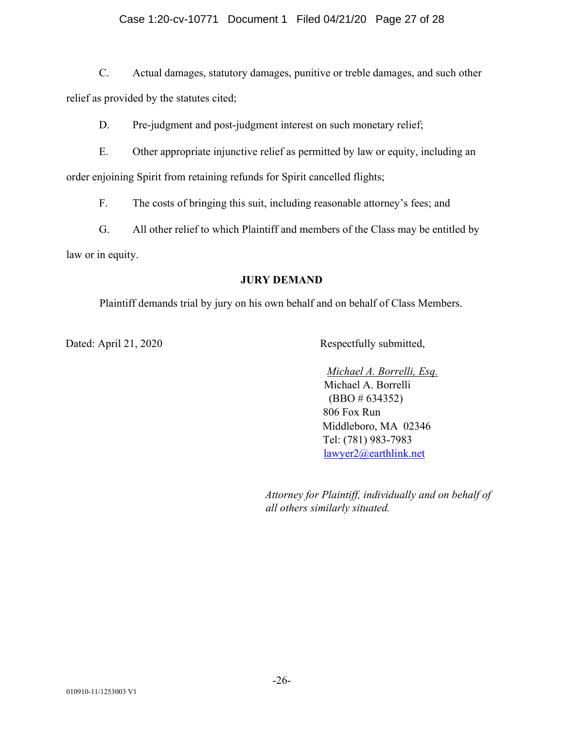C. Actual damages, statutory damages, punitive or treble damages, and such other relief as provided by the statutes cited;

D. Pre-judgment and post-judgment interest on such monetary relief;

E. Other appropriate injunctive relief as permitted by law or equity, including an order enjoining Spirit from retaining refunds for Spirit cancelled flights;

F. The costs of bringing this suit, including reasonable attorney's fees; and

G. All other relief to which Plaintiff and members of the Class may be entitled by law or in equity.

**JURY DEMAND**

Plaintiff demands trial by jury on his own behalf and on behalf of Class Members.

Dated: April 21, 2020

Respectfully submitted,

*Michael A. Borrelli, Esq.*
Michael A. Borrelli
(BBO # 634352)
806 Fox Run
Middleboro, MA 02346
Tel: (781) 983-7983
lawyer2@earthlink.net

*Attorney for Plaintiff, individually and on behalf of all others similarly situated.*

010910-11/1253003 V1